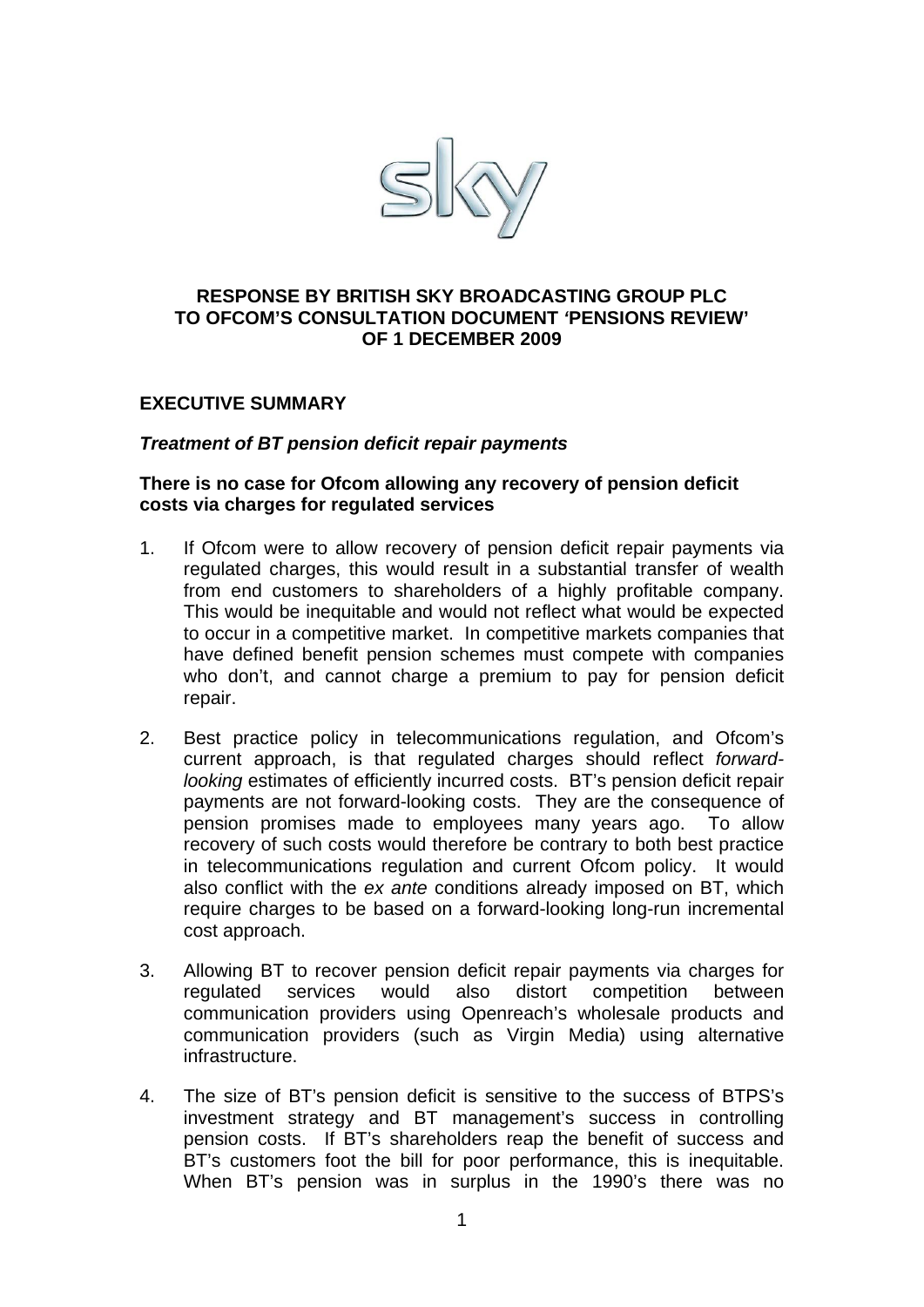**RESPONSE BY BRITISH SKY BROADCASTING GROUP PLC TO OFCOM'S CONSULTATION DOCUMENT 'PENSIONS REVIEW' OF 1 DECEMBER 2009**

## EXECUTIVE SUMMARY

### *Treatment of BT pension deficit repair payments*

**There is no case for Ofcom allowing any recovery of pension deficit costs via charges for regulated services**

1. If Ofcom were to allow recovery of pension deficit repair payments via regulated charges, this would result in a substantial transfer of wealth from end customers to shareholders of a highly profitable company. This would be inequitable and would not reflect what would be expected to occur in a competitive market. In competitive markets companies that have defined benefit pension schemes must compete with companies who don't, and cannot charge a premium to pay for pension deficit repair.

2. Best practice policy in telecommunications regulation, and Ofcom's current approach, is that regulated charges should reflect *forward-looking* estimates of efficiently incurred costs. BT's pension deficit repair payments are not forward-looking costs. They are the consequence of pension promises made to employees many years ago. To allow recovery of such costs would therefore be contrary to both best practice in telecommunications regulation and current Ofcom policy. It would also conflict with the *ex ante* conditions already imposed on BT, which require charges to be based on a forward-looking long-run incremental cost approach.

3. Allowing BT to recover pension deficit repair payments via charges for regulated services would also distort competition between communication providers using Openreach's wholesale products and communication providers (such as Virgin Media) using alternative infrastructure.

4. The size of BT's pension deficit is sensitive to the success of BTPS's investment strategy and BT management's success in controlling pension costs. If BT's shareholders reap the benefit of success and BT's customers foot the bill for poor performance, this is inequitable. When BT's pension was in surplus in the 1990's there was no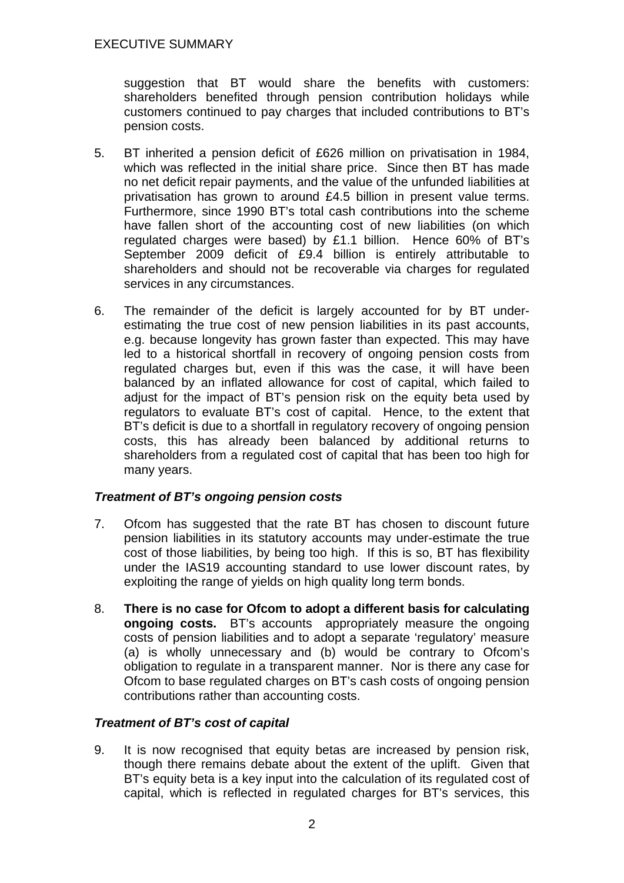suggestion that BT would share the benefits with customers: shareholders benefited through pension contribution holidays while customers continued to pay charges that included contributions to BT's pension costs.

5. BT inherited a pension deficit of £626 million on privatisation in 1984, which was reflected in the initial share price. Since then BT has made no net deficit repair payments, and the value of the unfunded liabilities at privatisation has grown to around £4.5 billion in present value terms. Furthermore, since 1990 BT's total cash contributions into the scheme have fallen short of the accounting cost of new liabilities (on which regulated charges were based) by £1.1 billion. Hence 60% of BT's September 2009 deficit of £9.4 billion is entirely attributable to shareholders and should not be recoverable via charges for regulated services in any circumstances.

6. The remainder of the deficit is largely accounted for by BT under-estimating the true cost of new pension liabilities in its past accounts, e.g. because longevity has grown faster than expected. This may have led to a historical shortfall in recovery of ongoing pension costs from regulated charges but, even if this was the case, it will have been balanced by an inflated allowance for cost of capital, which failed to adjust for the impact of BT's pension risk on the equity beta used by regulators to evaluate BT's cost of capital. Hence, to the extent that BT's deficit is due to a shortfall in regulatory recovery of ongoing pension costs, this has already been balanced by additional returns to shareholders from a regulated cost of capital that has been too high for many years.

### *Treatment of BT's ongoing pension costs*

7. Ofcom has suggested that the rate BT has chosen to discount future pension liabilities in its statutory accounts may under-estimate the true cost of those liabilities, by being too high. If this is so, BT has flexibility under the IAS19 accounting standard to use lower discount rates, by exploiting the range of yields on high quality long term bonds.

8. **There is no case for Ofcom to adopt a different basis for calculating ongoing costs.** BT's accounts appropriately measure the ongoing costs of pension liabilities and to adopt a separate 'regulatory' measure (a) is wholly unnecessary and (b) would be contrary to Ofcom's obligation to regulate in a transparent manner. Nor is there any case for Ofcom to base regulated charges on BT's cash costs of ongoing pension contributions rather than accounting costs.

### *Treatment of BT's cost of capital*

9. It is now recognised that equity betas are increased by pension risk, though there remains debate about the extent of the uplift. Given that BT's equity beta is a key input into the calculation of its regulated cost of capital, which is reflected in regulated charges for BT's services, this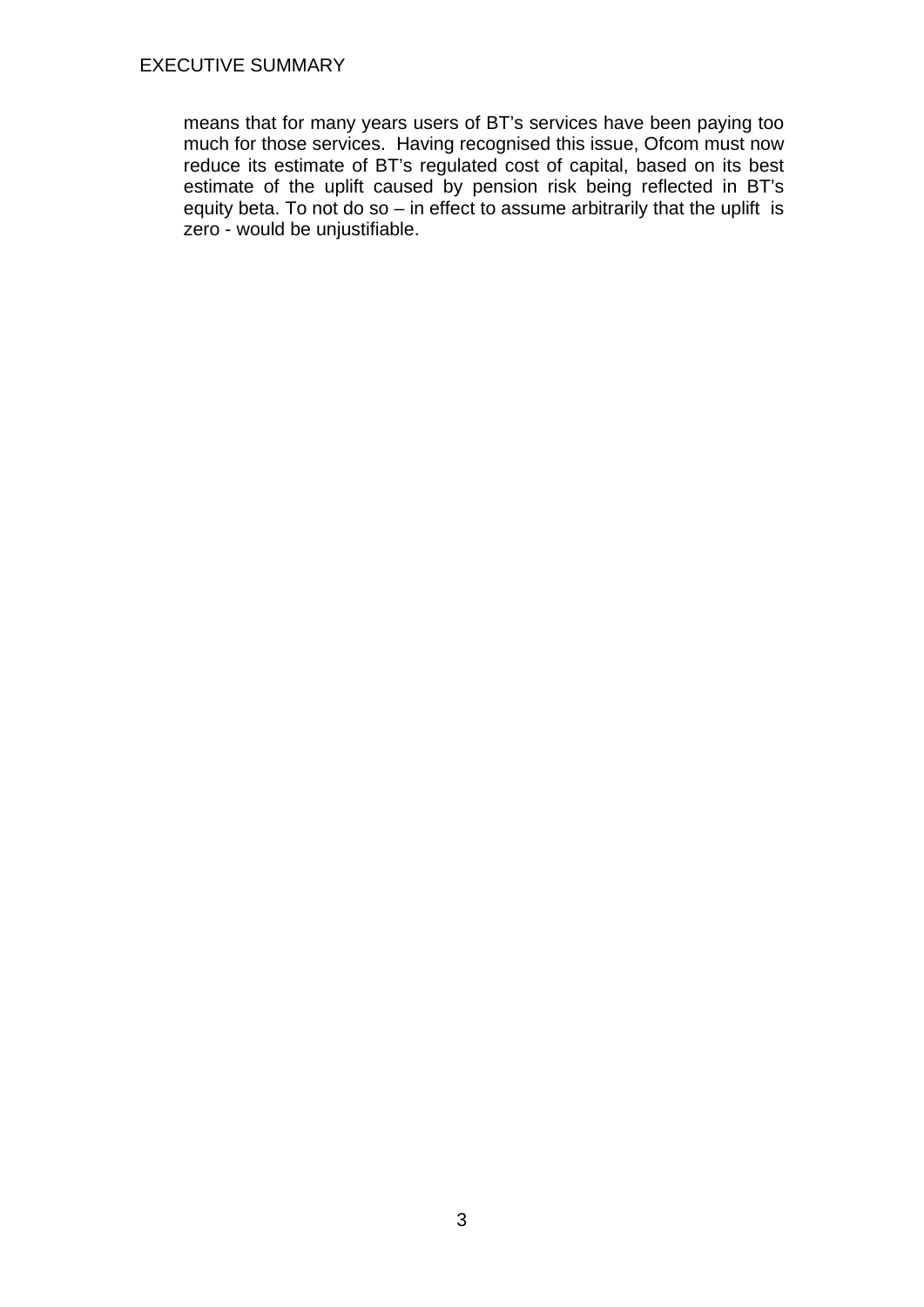means that for many years users of BT's services have been paying too much for those services. Having recognised this issue, Ofcom must now reduce its estimate of BT's regulated cost of capital, based on its best estimate of the uplift caused by pension risk being reflected in BT's equity beta. To not do so – in effect to assume arbitrarily that the uplift is zero - would be unjustifiable.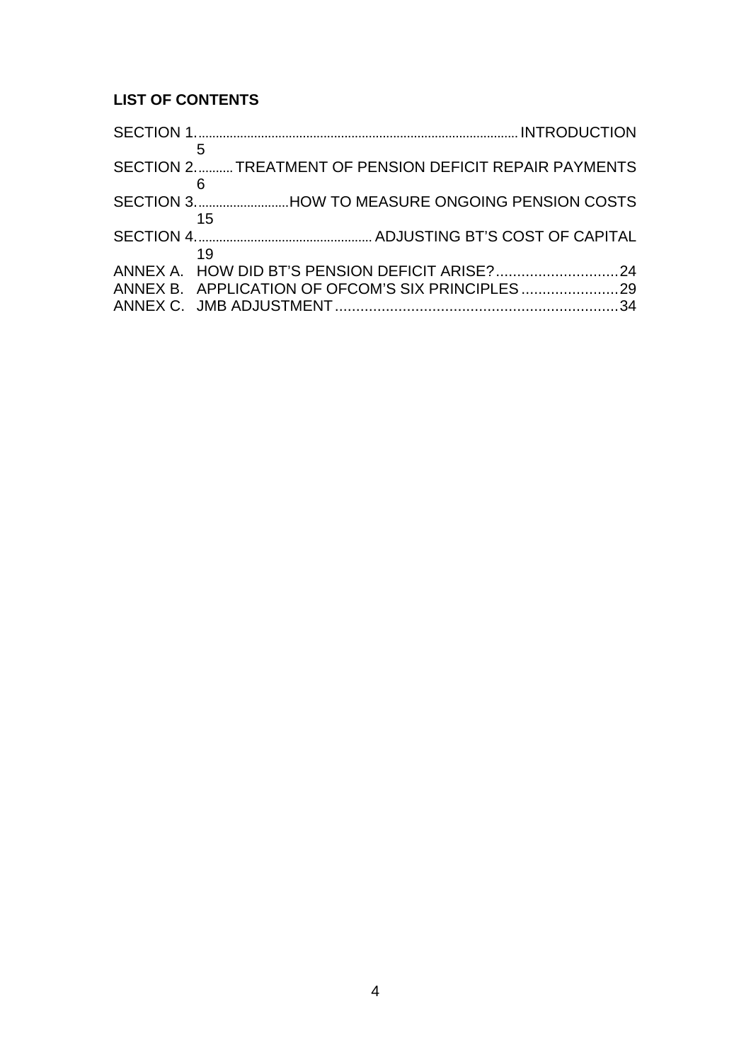**LIST OF CONTENTS**

SECTION 1. INTRODUCTION 5

SECTION 2. TREATMENT OF PENSION DEFICIT REPAIR PAYMENTS 6

SECTION 3. HOW TO MEASURE ONGOING PENSION COSTS 15

SECTION 4. ADJUSTING BT'S COST OF CAPITAL 19

ANNEX A. HOW DID BT'S PENSION DEFICIT ARISE? 24

ANNEX B. APPLICATION OF OFCOM'S SIX PRINCIPLES 29

ANNEX C. JMB ADJUSTMENT 34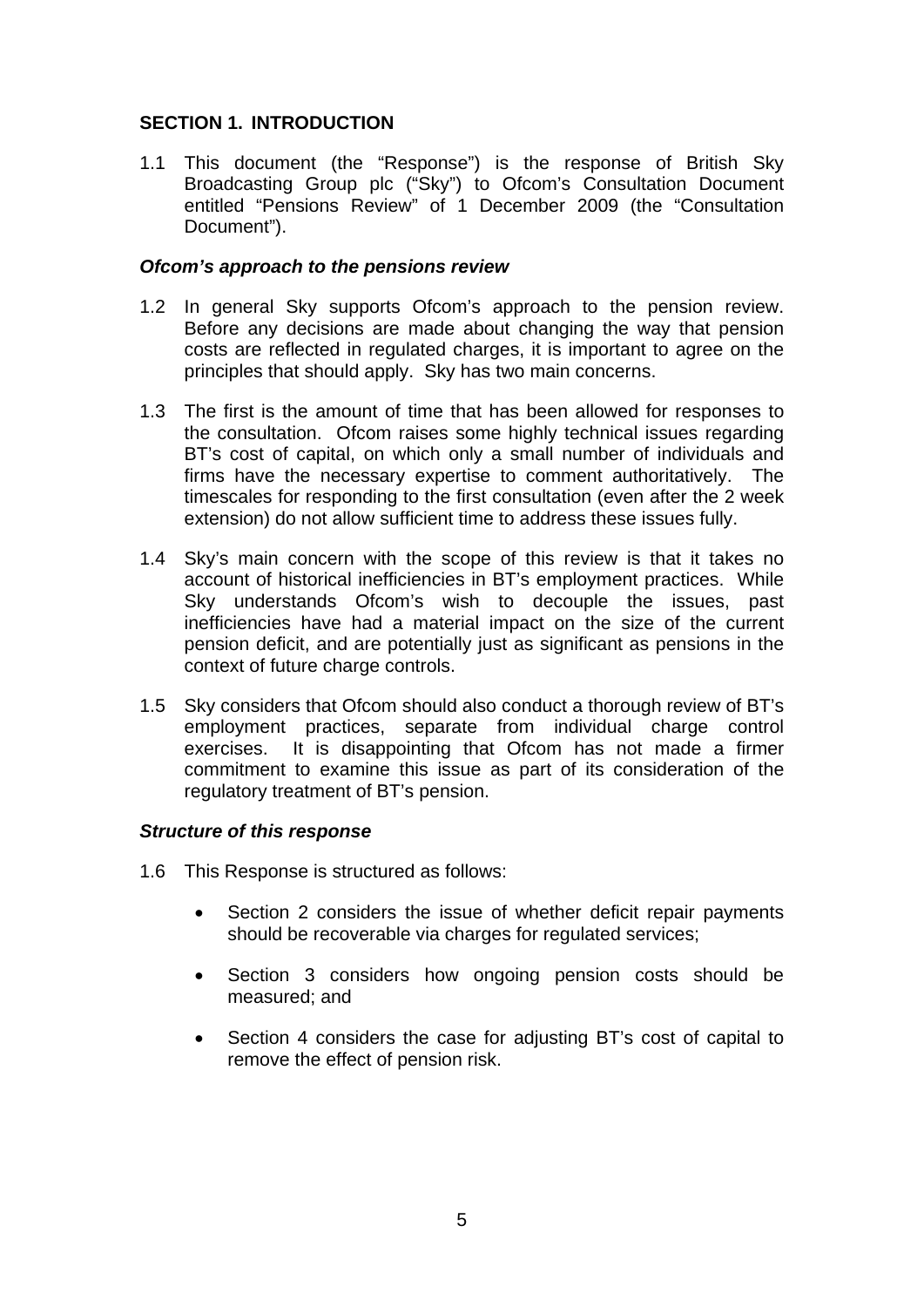## SECTION 1. INTRODUCTION

1.1 This document (the "Response") is the response of British Sky Broadcasting Group plc ("Sky") to Ofcom's Consultation Document entitled "Pensions Review" of 1 December 2009 (the "Consultation Document").

### *Ofcom's approach to the pensions review*

1.2 In general Sky supports Ofcom's approach to the pension review. Before any decisions are made about changing the way that pension costs are reflected in regulated charges, it is important to agree on the principles that should apply. Sky has two main concerns.

1.3 The first is the amount of time that has been allowed for responses to the consultation. Ofcom raises some highly technical issues regarding BT's cost of capital, on which only a small number of individuals and firms have the necessary expertise to comment authoritatively. The timescales for responding to the first consultation (even after the 2 week extension) do not allow sufficient time to address these issues fully.

1.4 Sky's main concern with the scope of this review is that it takes no account of historical inefficiencies in BT's employment practices. While Sky understands Ofcom's wish to decouple the issues, past inefficiencies have had a material impact on the size of the current pension deficit, and are potentially just as significant as pensions in the context of future charge controls.

1.5 Sky considers that Ofcom should also conduct a thorough review of BT's employment practices, separate from individual charge control exercises. It is disappointing that Ofcom has not made a firmer commitment to examine this issue as part of its consideration of the regulatory treatment of BT's pension.

### *Structure of this response*

1.6 This Response is structured as follows:

- Section 2 considers the issue of whether deficit repair payments should be recoverable via charges for regulated services;
- Section 3 considers how ongoing pension costs should be measured; and
- Section 4 considers the case for adjusting BT's cost of capital to remove the effect of pension risk.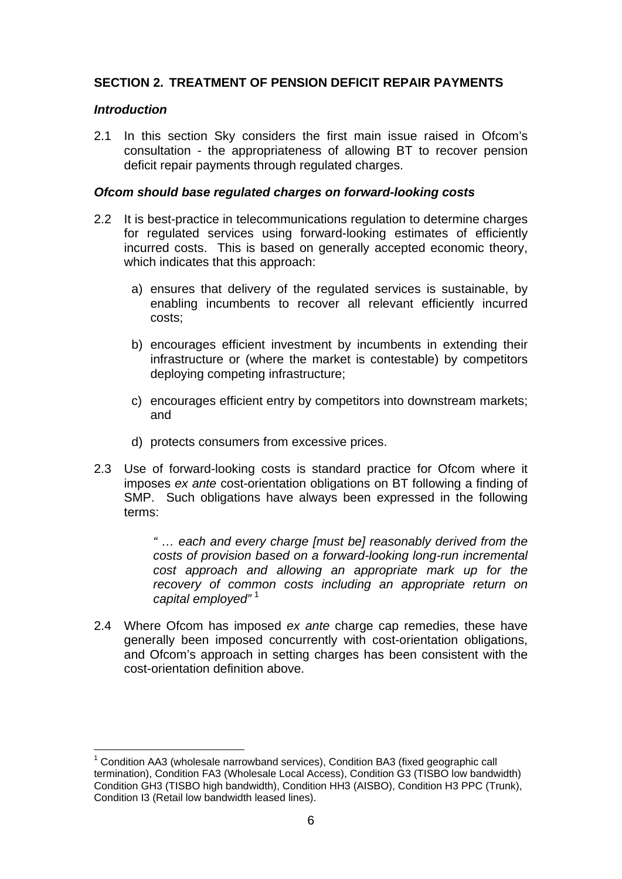## SECTION 2. TREATMENT OF PENSION DEFICIT REPAIR PAYMENTS

### *Introduction*

2.1 In this section Sky considers the first main issue raised in Ofcom's consultation - the appropriateness of allowing BT to recover pension deficit repair payments through regulated charges.

### *Ofcom should base regulated charges on forward-looking costs*

2.2 It is best-practice in telecommunications regulation to determine charges for regulated services using forward-looking estimates of efficiently incurred costs. This is based on generally accepted economic theory, which indicates that this approach:

a) ensures that delivery of the regulated services is sustainable, by enabling incumbents to recover all relevant efficiently incurred costs;

b) encourages efficient investment by incumbents in extending their infrastructure or (where the market is contestable) by competitors deploying competing infrastructure;

c) encourages efficient entry by competitors into downstream markets; and

d) protects consumers from excessive prices.

2.3 Use of forward-looking costs is standard practice for Ofcom where it imposes *ex ante* cost-orientation obligations on BT following a finding of SMP. Such obligations have always been expressed in the following terms:

> *" … each and every charge [must be] reasonably derived from the costs of provision based on a forward-looking long-run incremental cost approach and allowing an appropriate mark up for the recovery of common costs including an appropriate return on capital employed"* [1]

2.4 Where Ofcom has imposed *ex ante* charge cap remedies, these have generally been imposed concurrently with cost-orientation obligations, and Ofcom's approach in setting charges has been consistent with the cost-orientation definition above.

---

[1] Condition AA3 (wholesale narrowband services), Condition BA3 (fixed geographic call termination), Condition FA3 (Wholesale Local Access), Condition G3 (TISBO low bandwidth) Condition GH3 (TISBO high bandwidth), Condition HH3 (AISBO), Condition H3 PPC (Trunk), Condition I3 (Retail low bandwidth leased lines).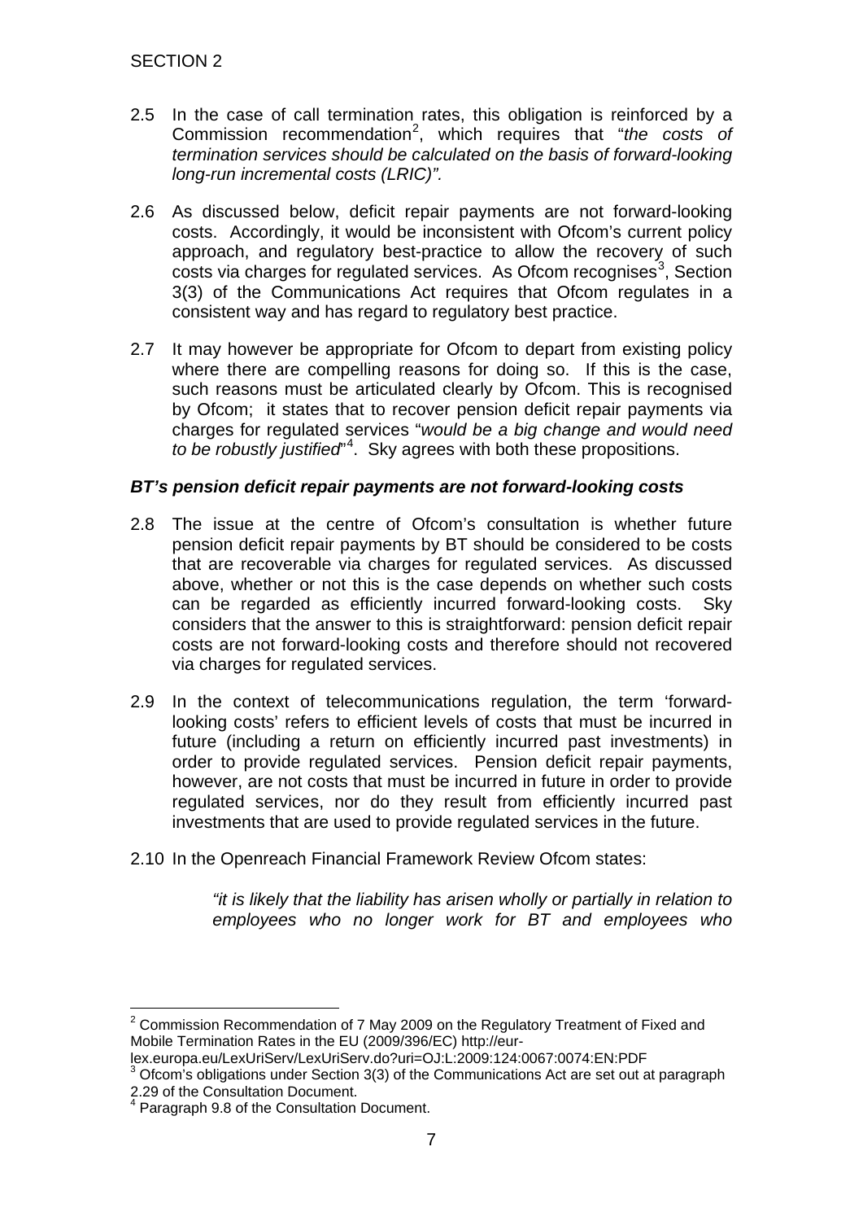2.5 In the case of call termination rates, this obligation is reinforced by a Commission recommendation[2], which requires that "*the costs of termination services should be calculated on the basis of forward-looking long-run incremental costs (LRIC)".*

2.6 As discussed below, deficit repair payments are not forward-looking costs. Accordingly, it would be inconsistent with Ofcom's current policy approach, and regulatory best-practice to allow the recovery of such costs via charges for regulated services. As Ofcom recognises[3], Section 3(3) of the Communications Act requires that Ofcom regulates in a consistent way and has regard to regulatory best practice.

2.7 It may however be appropriate for Ofcom to depart from existing policy where there are compelling reasons for doing so. If this is the case, such reasons must be articulated clearly by Ofcom. This is recognised by Ofcom; it states that to recover pension deficit repair payments via charges for regulated services "*would be a big change and would need to be robustly justified*"[4]. Sky agrees with both these propositions.

### *BT's pension deficit repair payments are not forward-looking costs*

2.8 The issue at the centre of Ofcom's consultation is whether future pension deficit repair payments by BT should be considered to be costs that are recoverable via charges for regulated services. As discussed above, whether or not this is the case depends on whether such costs can be regarded as efficiently incurred forward-looking costs. Sky considers that the answer to this is straightforward: pension deficit repair costs are not forward-looking costs and therefore should not recovered via charges for regulated services.

2.9 In the context of telecommunications regulation, the term 'forward-looking costs' refers to efficient levels of costs that must be incurred in future (including a return on efficiently incurred past investments) in order to provide regulated services. Pension deficit repair payments, however, are not costs that must be incurred in future in order to provide regulated services, nor do they result from efficiently incurred past investments that are used to provide regulated services in the future.

2.10 In the Openreach Financial Framework Review Ofcom states:

> *"it is likely that the liability has arisen wholly or partially in relation to employees who no longer work for BT and employees who*

---

[2] Commission Recommendation of 7 May 2009 on the Regulatory Treatment of Fixed and Mobile Termination Rates in the EU (2009/396/EC) http://eur-lex.europa.eu/LexUriServ/LexUriServ.do?uri=OJ:L:2009:124:0067:0074:EN:PDF

[3] Ofcom's obligations under Section 3(3) of the Communications Act are set out at paragraph 2.29 of the Consultation Document.

[4] Paragraph 9.8 of the Consultation Document.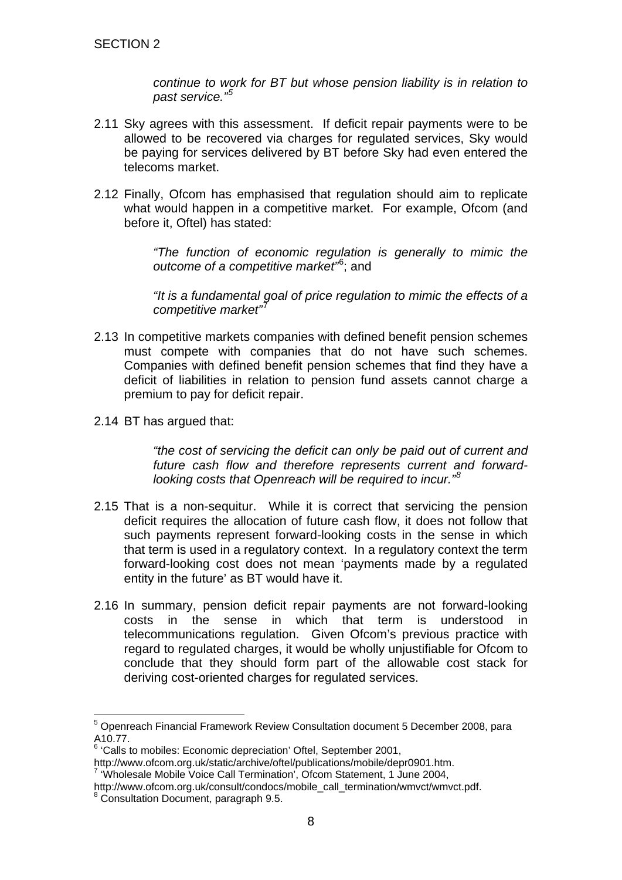*continue to work for BT but whose pension liability is in relation to past service."*[5]

2.11 Sky agrees with this assessment. If deficit repair payments were to be allowed to be recovered via charges for regulated services, Sky would be paying for services delivered by BT before Sky had even entered the telecoms market.

2.12 Finally, Ofcom has emphasised that regulation should aim to replicate what would happen in a competitive market. For example, Ofcom (and before it, Oftel) has stated:

> *"The function of economic regulation is generally to mimic the outcome of a competitive market"*[6]; and
>
> *"It is a fundamental goal of price regulation to mimic the effects of a competitive market"*[7]

2.13 In competitive markets companies with defined benefit pension schemes must compete with companies that do not have such schemes. Companies with defined benefit pension schemes that find they have a deficit of liabilities in relation to pension fund assets cannot charge a premium to pay for deficit repair.

2.14 BT has argued that:

> *"the cost of servicing the deficit can only be paid out of current and future cash flow and therefore represents current and forward-looking costs that Openreach will be required to incur."*[8]

2.15 That is a non-sequitur. While it is correct that servicing the pension deficit requires the allocation of future cash flow, it does not follow that such payments represent forward-looking costs in the sense in which that term is used in a regulatory context. In a regulatory context the term forward-looking cost does not mean 'payments made by a regulated entity in the future' as BT would have it.

2.16 In summary, pension deficit repair payments are not forward-looking costs in the sense in which that term is understood in telecommunications regulation. Given Ofcom's previous practice with regard to regulated charges, it would be wholly unjustifiable for Ofcom to conclude that they should form part of the allowable cost stack for deriving cost-oriented charges for regulated services.

---

[5] Openreach Financial Framework Review Consultation document 5 December 2008, para A10.77.

[6] 'Calls to mobiles: Economic depreciation' Oftel, September 2001, http://www.ofcom.org.uk/static/archive/oftel/publications/mobile/depr0901.htm.

[7] 'Wholesale Mobile Voice Call Termination', Ofcom Statement, 1 June 2004, http://www.ofcom.org.uk/consult/condocs/mobile_call_termination/wmvct/wmvct.pdf.

[8] Consultation Document, paragraph 9.5.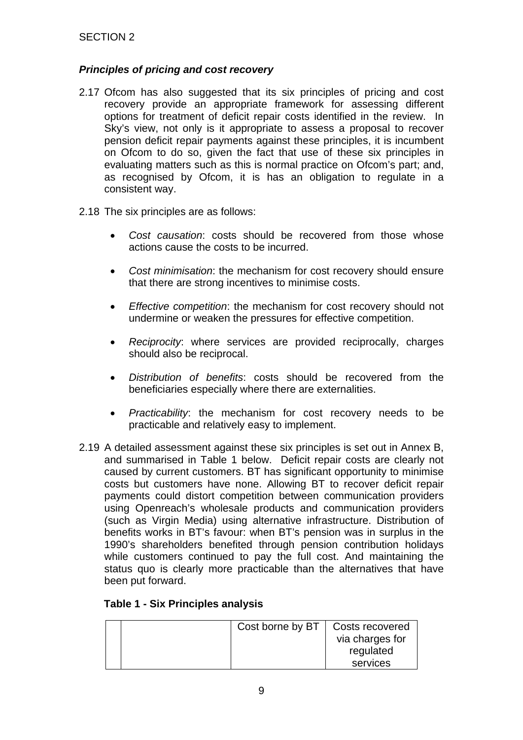SECTION 2

### *Principles of pricing and cost recovery*

2.17 Ofcom has also suggested that its six principles of pricing and cost recovery provide an appropriate framework for assessing different options for treatment of deficit repair costs identified in the review. In Sky's view, not only is it appropriate to assess a proposal to recover pension deficit repair payments against these principles, it is incumbent on Ofcom to do so, given the fact that use of these six principles in evaluating matters such as this is normal practice on Ofcom's part; and, as recognised by Ofcom, it is has an obligation to regulate in a consistent way.

2.18 The six principles are as follows:

- *Cost causation*: costs should be recovered from those whose actions cause the costs to be incurred.
- *Cost minimisation*: the mechanism for cost recovery should ensure that there are strong incentives to minimise costs.
- *Effective competition*: the mechanism for cost recovery should not undermine or weaken the pressures for effective competition.
- *Reciprocity*: where services are provided reciprocally, charges should also be reciprocal.
- *Distribution of benefits*: costs should be recovered from the beneficiaries especially where there are externalities.
- *Practicability*: the mechanism for cost recovery needs to be practicable and relatively easy to implement.

2.19 A detailed assessment against these six principles is set out in Annex B, and summarised in Table 1 below. Deficit repair costs are clearly not caused by current customers. BT has significant opportunity to minimise costs but customers have none. Allowing BT to recover deficit repair payments could distort competition between communication providers using Openreach's wholesale products and communication providers (such as Virgin Media) using alternative infrastructure. Distribution of benefits works in BT's favour: when BT's pension was in surplus in the 1990's shareholders benefited through pension contribution holidays while customers continued to pay the full cost. And maintaining the status quo is clearly more practicable than the alternatives that have been put forward.

**Table 1 - Six Principles analysis**

| | | Cost borne by BT | Costs recovered via charges for regulated services |
|---|---|---|---|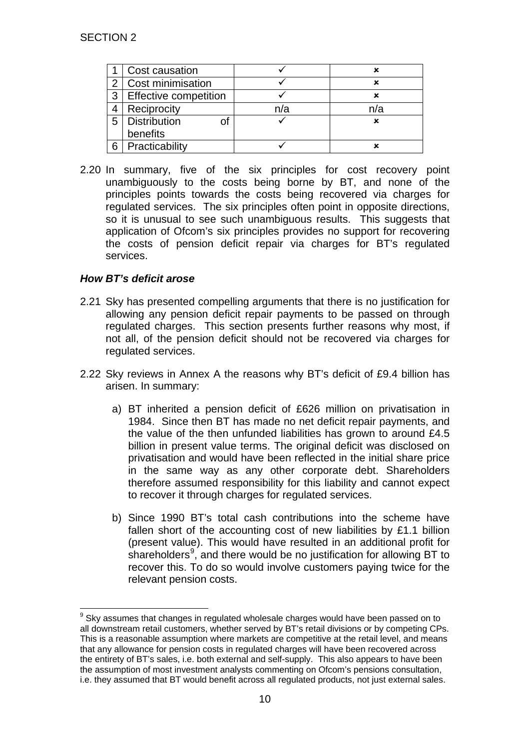SECTION 2

| | | | |
|---|---|---|---|
| 1 | Cost causation | ✓ | ✗ |
| 2 | Cost minimisation | ✓ | ✗ |
| 3 | Effective competition | ✓ | ✗ |
| 4 | Reciprocity | n/a | n/a |
| 5 | Distribution of benefits | ✓ | ✗ |
| 6 | Practicability | ✓ | ✗ |

2.20 In summary, five of the six principles for cost recovery point unambiguously to the costs being borne by BT, and none of the principles points towards the costs being recovered via charges for regulated services. The six principles often point in opposite directions, so it is unusual to see such unambiguous results. This suggests that application of Ofcom's six principles provides no support for recovering the costs of pension deficit repair via charges for BT's regulated services.

***How BT's deficit arose***

2.21 Sky has presented compelling arguments that there is no justification for allowing any pension deficit repair payments to be passed on through regulated charges. This section presents further reasons why most, if not all, of the pension deficit should not be recovered via charges for regulated services.

2.22 Sky reviews in Annex A the reasons why BT's deficit of £9.4 billion has arisen. In summary:

a) BT inherited a pension deficit of £626 million on privatisation in 1984. Since then BT has made no net deficit repair payments, and the value of the then unfunded liabilities has grown to around £4.5 billion in present value terms. The original deficit was disclosed on privatisation and would have been reflected in the initial share price in the same way as any other corporate debt. Shareholders therefore assumed responsibility for this liability and cannot expect to recover it through charges for regulated services.

b) Since 1990 BT's total cash contributions into the scheme have fallen short of the accounting cost of new liabilities by £1.1 billion (present value). This would have resulted in an additional profit for shareholders[9], and there would be no justification for allowing BT to recover this. To do so would involve customers paying twice for the relevant pension costs.

[9] Sky assumes that changes in regulated wholesale charges would have been passed on to all downstream retail customers, whether served by BT's retail divisions or by competing CPs. This is a reasonable assumption where markets are competitive at the retail level, and means that any allowance for pension costs in regulated charges will have been recovered across the entirety of BT's sales, i.e. both external and self-supply. This also appears to have been the assumption of most investment analysts commenting on Ofcom's pensions consultation, i.e. they assumed that BT would benefit across all regulated products, not just external sales.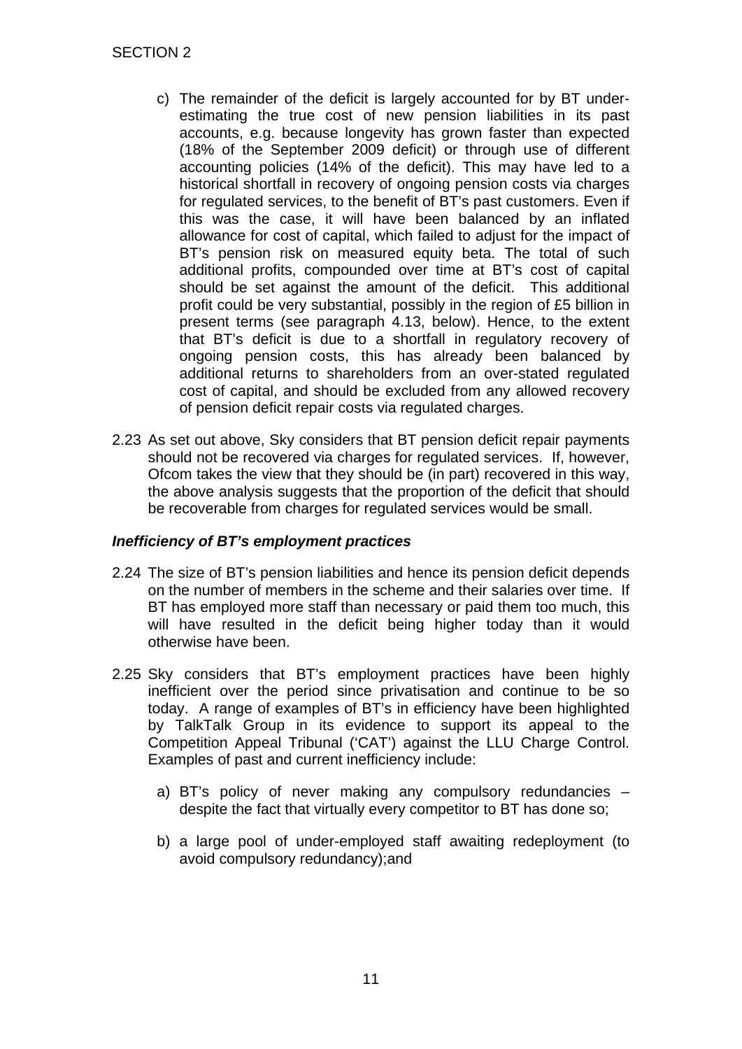SECTION 2

c) The remainder of the deficit is largely accounted for by BT under-estimating the true cost of new pension liabilities in its past accounts, e.g. because longevity has grown faster than expected (18% of the September 2009 deficit) or through use of different accounting policies (14% of the deficit). This may have led to a historical shortfall in recovery of ongoing pension costs via charges for regulated services, to the benefit of BT's past customers. Even if this was the case, it will have been balanced by an inflated allowance for cost of capital, which failed to adjust for the impact of BT's pension risk on measured equity beta. The total of such additional profits, compounded over time at BT's cost of capital should be set against the amount of the deficit. This additional profit could be very substantial, possibly in the region of £5 billion in present terms (see paragraph 4.13, below). Hence, to the extent that BT's deficit is due to a shortfall in regulatory recovery of ongoing pension costs, this has already been balanced by additional returns to shareholders from an over-stated regulated cost of capital, and should be excluded from any allowed recovery of pension deficit repair costs via regulated charges.

2.23 As set out above, Sky considers that BT pension deficit repair payments should not be recovered via charges for regulated services. If, however, Ofcom takes the view that they should be (in part) recovered in this way, the above analysis suggests that the proportion of the deficit that should be recoverable from charges for regulated services would be small.

### *Inefficiency of BT's employment practices*

2.24 The size of BT's pension liabilities and hence its pension deficit depends on the number of members in the scheme and their salaries over time. If BT has employed more staff than necessary or paid them too much, this will have resulted in the deficit being higher today than it would otherwise have been.

2.25 Sky considers that BT's employment practices have been highly inefficient over the period since privatisation and continue to be so today. A range of examples of BT's in efficiency have been highlighted by TalkTalk Group in its evidence to support its appeal to the Competition Appeal Tribunal ('CAT') against the LLU Charge Control. Examples of past and current inefficiency include:

a) BT's policy of never making any compulsory redundancies – despite the fact that virtually every competitor to BT has done so;

b) a large pool of under-employed staff awaiting redeployment (to avoid compulsory redundancy);and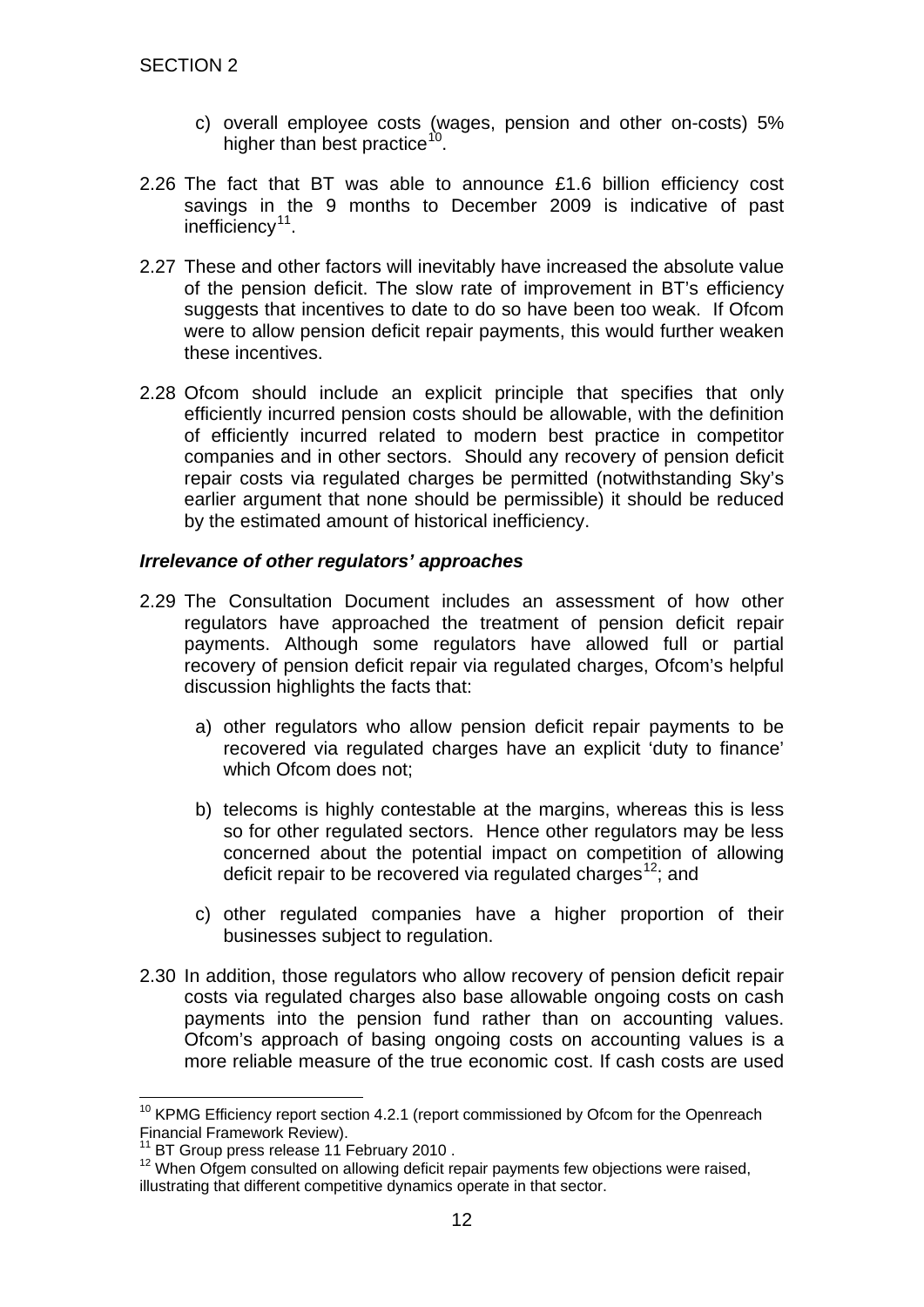c) overall employee costs (wages, pension and other on-costs) 5% higher than best practice[10].

2.26 The fact that BT was able to announce £1.6 billion efficiency cost savings in the 9 months to December 2009 is indicative of past inefficiency[11].

2.27 These and other factors will inevitably have increased the absolute value of the pension deficit. The slow rate of improvement in BT's efficiency suggests that incentives to date to do so have been too weak. If Ofcom were to allow pension deficit repair payments, this would further weaken these incentives.

2.28 Ofcom should include an explicit principle that specifies that only efficiently incurred pension costs should be allowable, with the definition of efficiently incurred related to modern best practice in competitor companies and in other sectors. Should any recovery of pension deficit repair costs via regulated charges be permitted (notwithstanding Sky's earlier argument that none should be permissible) it should be reduced by the estimated amount of historical inefficiency.

***Irrelevance of other regulators' approaches***

2.29 The Consultation Document includes an assessment of how other regulators have approached the treatment of pension deficit repair payments. Although some regulators have allowed full or partial recovery of pension deficit repair via regulated charges, Ofcom's helpful discussion highlights the facts that:

a) other regulators who allow pension deficit repair payments to be recovered via regulated charges have an explicit 'duty to finance' which Ofcom does not;

b) telecoms is highly contestable at the margins, whereas this is less so for other regulated sectors. Hence other regulators may be less concerned about the potential impact on competition of allowing deficit repair to be recovered via regulated charges[12]; and

c) other regulated companies have a higher proportion of their businesses subject to regulation.

2.30 In addition, those regulators who allow recovery of pension deficit repair costs via regulated charges also base allowable ongoing costs on cash payments into the pension fund rather than on accounting values. Ofcom's approach of basing ongoing costs on accounting values is a more reliable measure of the true economic cost. If cash costs are used

---

[10] KPMG Efficiency report section 4.2.1 (report commissioned by Ofcom for the Openreach Financial Framework Review).

[11] BT Group press release 11 February 2010 .

[12] When Ofgem consulted on allowing deficit repair payments few objections were raised, illustrating that different competitive dynamics operate in that sector.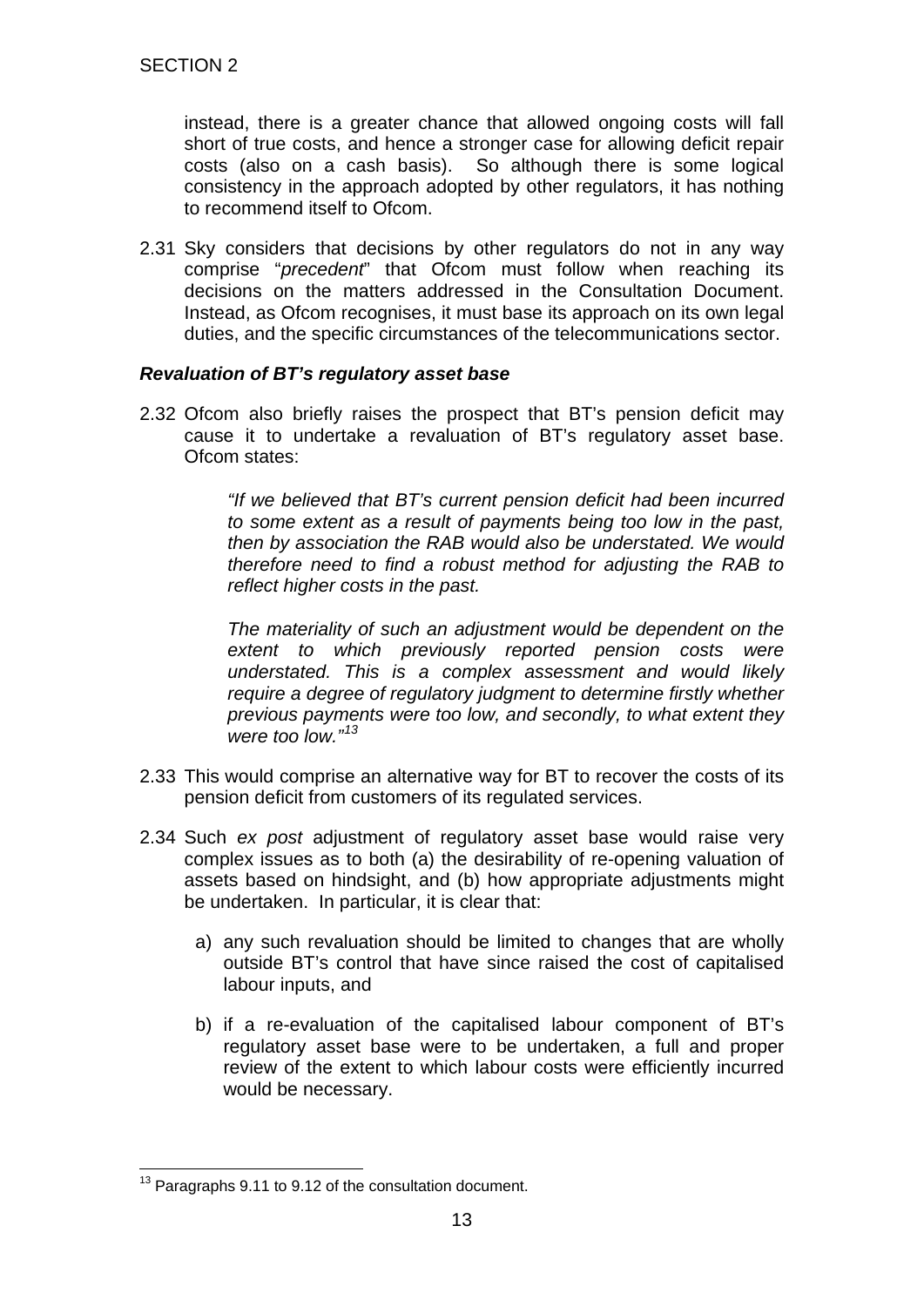instead, there is a greater chance that allowed ongoing costs will fall short of true costs, and hence a stronger case for allowing deficit repair costs (also on a cash basis). So although there is some logical consistency in the approach adopted by other regulators, it has nothing to recommend itself to Ofcom.

2.31 Sky considers that decisions by other regulators do not in any way comprise "*precedent*" that Ofcom must follow when reaching its decisions on the matters addressed in the Consultation Document. Instead, as Ofcom recognises, it must base its approach on its own legal duties, and the specific circumstances of the telecommunications sector.

### *Revaluation of BT's regulatory asset base*

2.32 Ofcom also briefly raises the prospect that BT's pension deficit may cause it to undertake a revaluation of BT's regulatory asset base. Ofcom states:

> *"If we believed that BT's current pension deficit had been incurred to some extent as a result of payments being too low in the past, then by association the RAB would also be understated. We would therefore need to find a robust method for adjusting the RAB to reflect higher costs in the past.*
>
> *The materiality of such an adjustment would be dependent on the extent to which previously reported pension costs were understated. This is a complex assessment and would likely require a degree of regulatory judgment to determine firstly whether previous payments were too low, and secondly, to what extent they were too low."*[13]

2.33 This would comprise an alternative way for BT to recover the costs of its pension deficit from customers of its regulated services.

2.34 Such *ex post* adjustment of regulatory asset base would raise very complex issues as to both (a) the desirability of re-opening valuation of assets based on hindsight, and (b) how appropriate adjustments might be undertaken. In particular, it is clear that:

a) any such revaluation should be limited to changes that are wholly outside BT's control that have since raised the cost of capitalised labour inputs, and

b) if a re-evaluation of the capitalised labour component of BT's regulatory asset base were to be undertaken, a full and proper review of the extent to which labour costs were efficiently incurred would be necessary.

---

[13] Paragraphs 9.11 to 9.12 of the consultation document.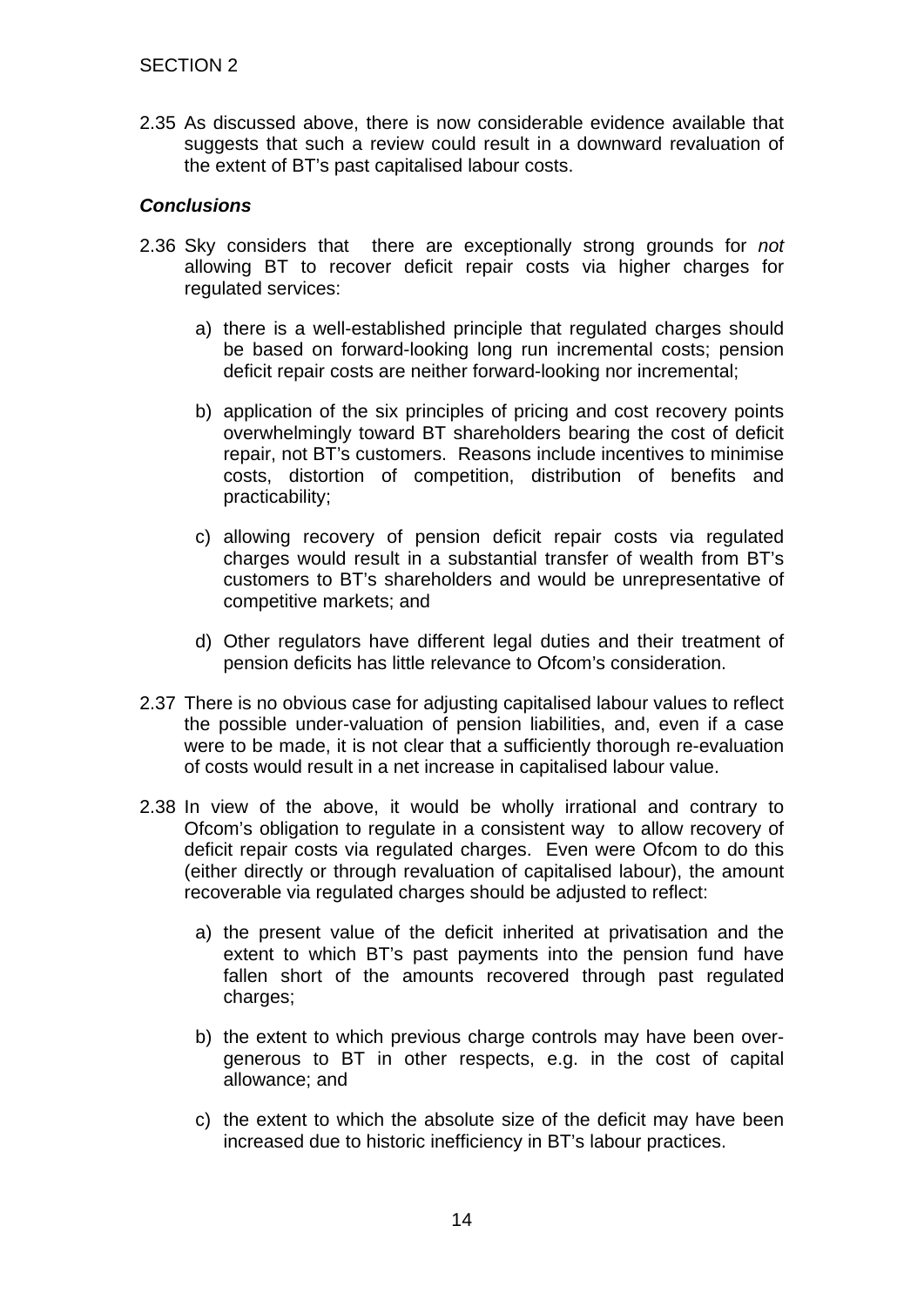2.35 As discussed above, there is now considerable evidence available that suggests that such a review could result in a downward revaluation of the extent of BT's past capitalised labour costs.

### *Conclusions*

2.36 Sky considers that there are exceptionally strong grounds for *not* allowing BT to recover deficit repair costs via higher charges for regulated services:

a) there is a well-established principle that regulated charges should be based on forward-looking long run incremental costs; pension deficit repair costs are neither forward-looking nor incremental;

b) application of the six principles of pricing and cost recovery points overwhelmingly toward BT shareholders bearing the cost of deficit repair, not BT's customers. Reasons include incentives to minimise costs, distortion of competition, distribution of benefits and practicability;

c) allowing recovery of pension deficit repair costs via regulated charges would result in a substantial transfer of wealth from BT's customers to BT's shareholders and would be unrepresentative of competitive markets; and

d) Other regulators have different legal duties and their treatment of pension deficits has little relevance to Ofcom's consideration.

2.37 There is no obvious case for adjusting capitalised labour values to reflect the possible under-valuation of pension liabilities, and, even if a case were to be made, it is not clear that a sufficiently thorough re-evaluation of costs would result in a net increase in capitalised labour value.

2.38 In view of the above, it would be wholly irrational and contrary to Ofcom's obligation to regulate in a consistent way to allow recovery of deficit repair costs via regulated charges. Even were Ofcom to do this (either directly or through revaluation of capitalised labour), the amount recoverable via regulated charges should be adjusted to reflect:

a) the present value of the deficit inherited at privatisation and the extent to which BT's past payments into the pension fund have fallen short of the amounts recovered through past regulated charges;

b) the extent to which previous charge controls may have been over-generous to BT in other respects, e.g. in the cost of capital allowance; and

c) the extent to which the absolute size of the deficit may have been increased due to historic inefficiency in BT's labour practices.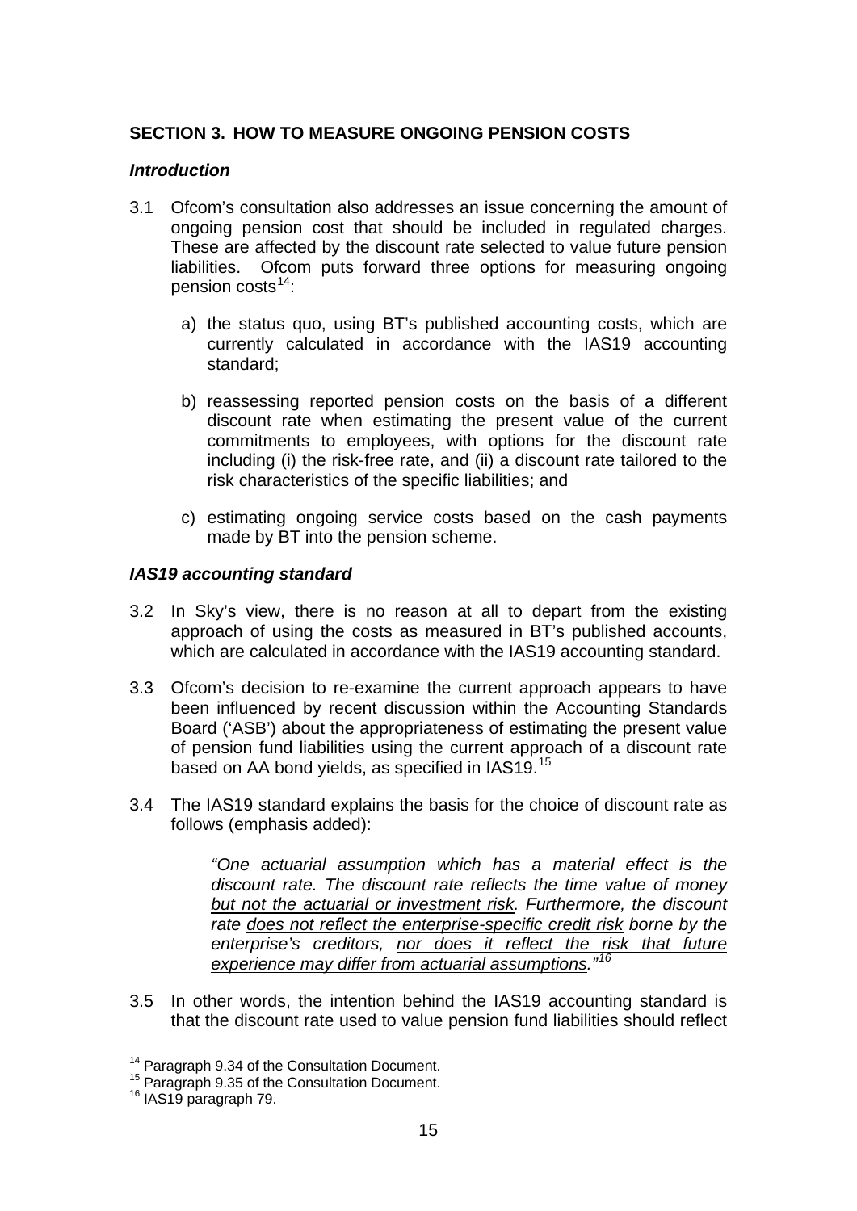## SECTION 3. HOW TO MEASURE ONGOING PENSION COSTS

### *Introduction*

3.1 Ofcom's consultation also addresses an issue concerning the amount of ongoing pension cost that should be included in regulated charges. These are affected by the discount rate selected to value future pension liabilities. Ofcom puts forward three options for measuring ongoing pension costs[14]:

   a) the status quo, using BT's published accounting costs, which are currently calculated in accordance with the IAS19 accounting standard;

   b) reassessing reported pension costs on the basis of a different discount rate when estimating the present value of the current commitments to employees, with options for the discount rate including (i) the risk-free rate, and (ii) a discount rate tailored to the risk characteristics of the specific liabilities; and

   c) estimating ongoing service costs based on the cash payments made by BT into the pension scheme.

### *IAS19 accounting standard*

3.2 In Sky's view, there is no reason at all to depart from the existing approach of using the costs as measured in BT's published accounts, which are calculated in accordance with the IAS19 accounting standard.

3.3 Ofcom's decision to re-examine the current approach appears to have been influenced by recent discussion within the Accounting Standards Board ('ASB') about the appropriateness of estimating the present value of pension fund liabilities using the current approach of a discount rate based on AA bond yields, as specified in IAS19.[15]

3.4 The IAS19 standard explains the basis for the choice of discount rate as follows (emphasis added):

> *"One actuarial assumption which has a material effect is the discount rate. The discount rate reflects the time value of money <u>but not the actuarial or investment risk</u>. Furthermore, the discount rate <u>does not reflect the enterprise-specific credit risk</u> borne by the enterprise's creditors, <u>nor does it reflect the risk that future experience may differ from actuarial assumptions</u>."*[16]

3.5 In other words, the intention behind the IAS19 accounting standard is that the discount rate used to value pension fund liabilities should reflect

---

[14] Paragraph 9.34 of the Consultation Document.
[15] Paragraph 9.35 of the Consultation Document.
[16] IAS19 paragraph 79.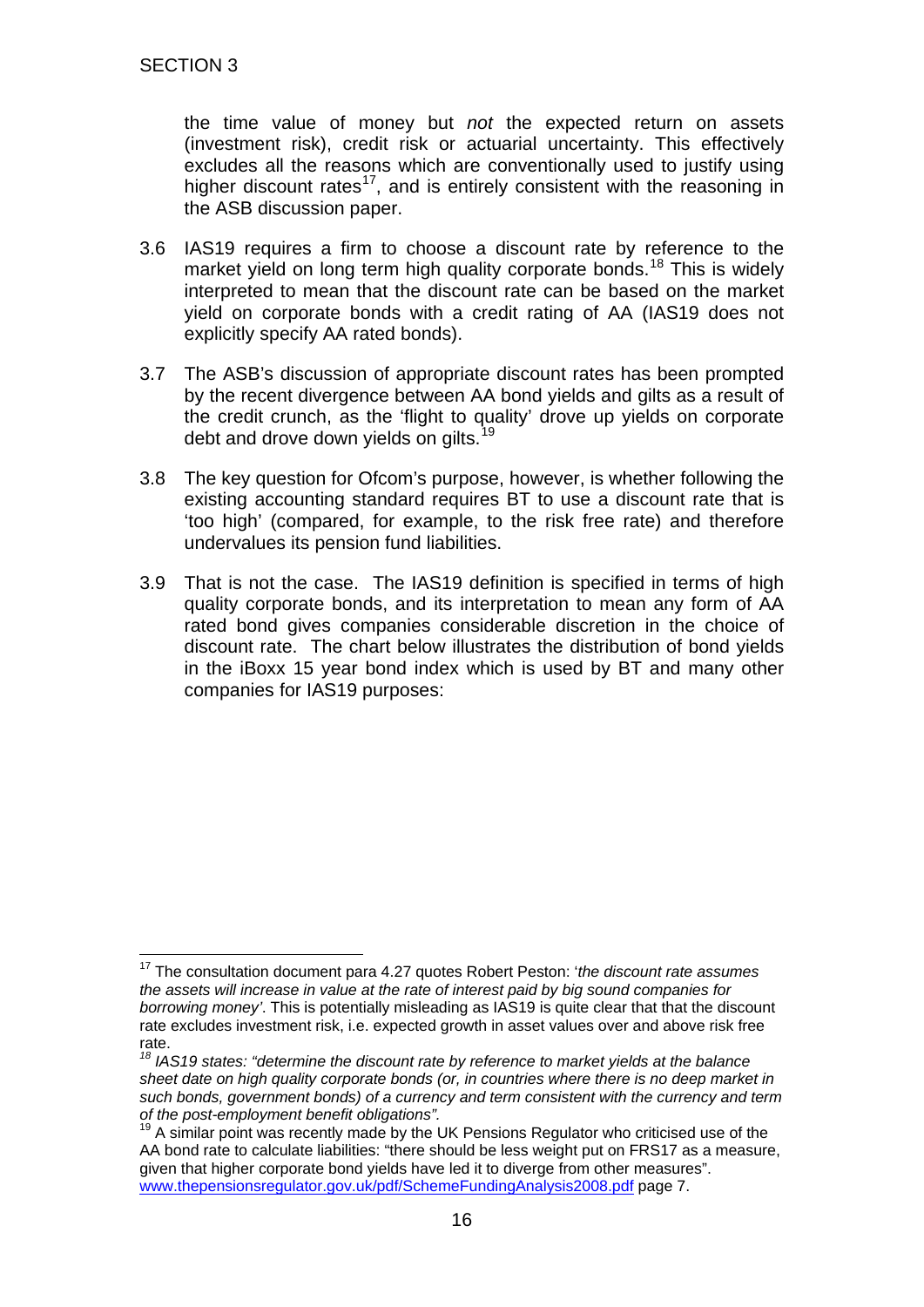the time value of money but *not* the expected return on assets (investment risk), credit risk or actuarial uncertainty. This effectively excludes all the reasons which are conventionally used to justify using higher discount rates[17], and is entirely consistent with the reasoning in the ASB discussion paper.

3.6 IAS19 requires a firm to choose a discount rate by reference to the market yield on long term high quality corporate bonds.[18] This is widely interpreted to mean that the discount rate can be based on the market yield on corporate bonds with a credit rating of AA (IAS19 does not explicitly specify AA rated bonds).

3.7 The ASB's discussion of appropriate discount rates has been prompted by the recent divergence between AA bond yields and gilts as a result of the credit crunch, as the 'flight to quality' drove up yields on corporate debt and drove down yields on gilts.[19]

3.8 The key question for Ofcom's purpose, however, is whether following the existing accounting standard requires BT to use a discount rate that is 'too high' (compared, for example, to the risk free rate) and therefore undervalues its pension fund liabilities.

3.9 That is not the case. The IAS19 definition is specified in terms of high quality corporate bonds, and its interpretation to mean any form of AA rated bond gives companies considerable discretion in the choice of discount rate. The chart below illustrates the distribution of bond yields in the iBoxx 15 year bond index which is used by BT and many other companies for IAS19 purposes:

---

[17] The consultation document para 4.27 quotes Robert Peston: '*the discount rate assumes the assets will increase in value at the rate of interest paid by big sound companies for borrowing money'*. This is potentially misleading as IAS19 is quite clear that that the discount rate excludes investment risk, i.e. expected growth in asset values over and above risk free rate.

[18] *IAS19 states: "determine the discount rate by reference to market yields at the balance sheet date on high quality corporate bonds (or, in countries where there is no deep market in such bonds, government bonds) of a currency and term consistent with the currency and term of the post-employment benefit obligations".*

[19] A similar point was recently made by the UK Pensions Regulator who criticised use of the AA bond rate to calculate liabilities: "there should be less weight put on FRS17 as a measure, given that higher corporate bond yields have led it to diverge from other measures". www.thepensionsregulator.gov.uk/pdf/SchemeFundingAnalysis2008.pdf page 7.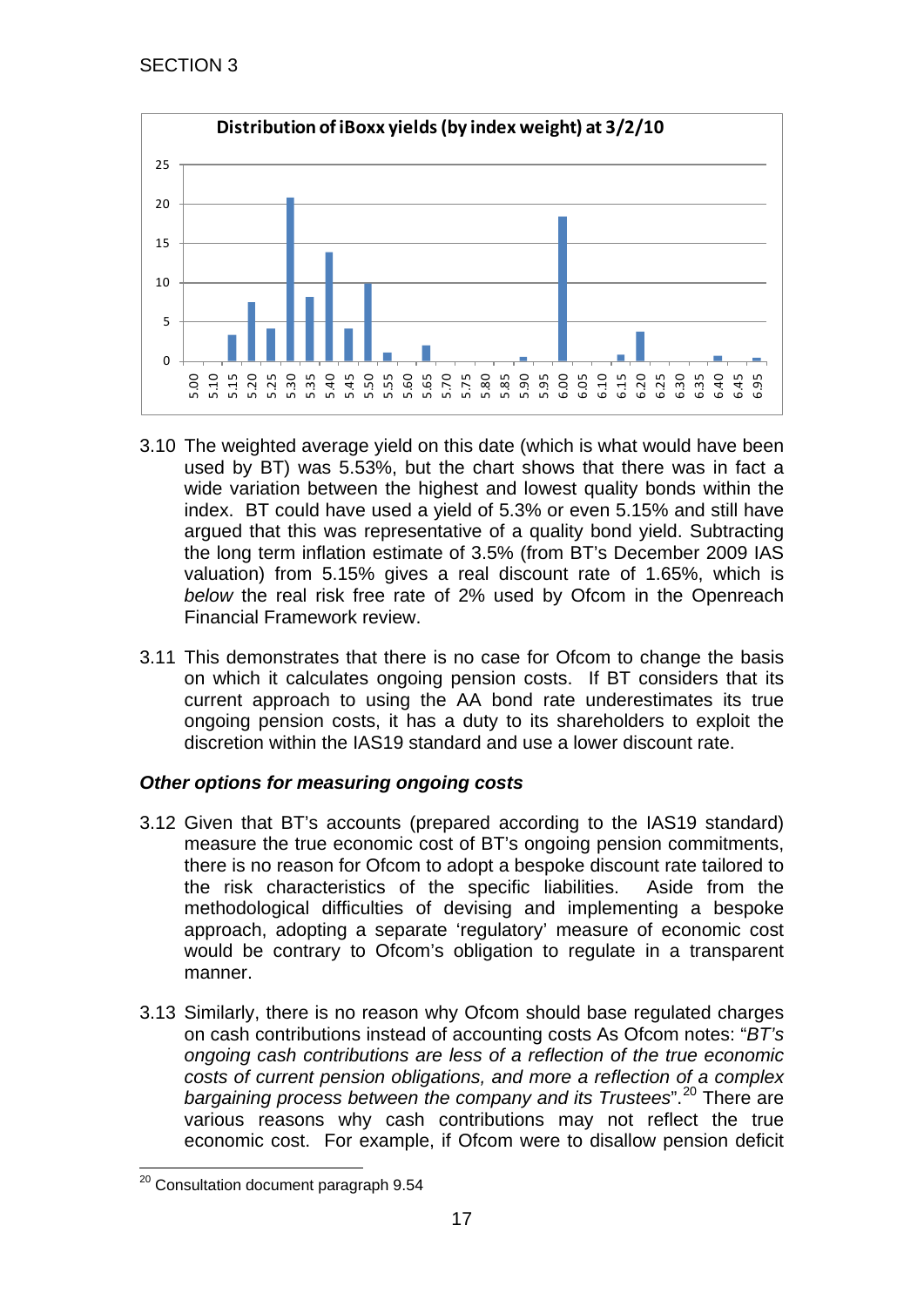SECTION 3

**Distribution of iBoxx yields (by index weight) at 3/2/10**

| Yield (%) | Index weight |
|---|---|
| 5.00 | 0 |
| 5.10 | 0 |
| 5.15 | 3.3 |
| 5.20 | 7.5 |
| 5.25 | 4.1 |
| 5.30 | 20.8 |
| 5.35 | 8.1 |
| 5.40 | 13.9 |
| 5.45 | 4.1 |
| 5.50 | 9.9 |
| 5.55 | 1.0 |
| 5.60 | 0 |
| 5.65 | 2.0 |
| 5.70 | 0 |
| 5.75 | 0 |
| 5.80 | 0 |
| 5.85 | 0 |
| 5.90 | 0.5 |
| 5.95 | 0 |
| 6.00 | 18.4 |
| 6.05 | 0 |
| 6.10 | 0 |
| 6.15 | 0.8 |
| 6.20 | 3.7 |
| 6.25 | 0 |
| 6.30 | 0 |
| 6.35 | 0 |
| 6.40 | 0.6 |
| 6.45 | 0 |
| 6.95 | 0.4 |

3.10 The weighted average yield on this date (which is what would have been used by BT) was 5.53%, but the chart shows that there was in fact a wide variation between the highest and lowest quality bonds within the index. BT could have used a yield of 5.3% or even 5.15% and still have argued that this was representative of a quality bond yield. Subtracting the long term inflation estimate of 3.5% (from BT's December 2009 IAS valuation) from 5.15% gives a real discount rate of 1.65%, which is *below* the real risk free rate of 2% used by Ofcom in the Openreach Financial Framework review.

3.11 This demonstrates that there is no case for Ofcom to change the basis on which it calculates ongoing pension costs. If BT considers that its current approach to using the AA bond rate underestimates its true ongoing pension costs, it has a duty to its shareholders to exploit the discretion within the IAS19 standard and use a lower discount rate.

***Other options for measuring ongoing costs***

3.12 Given that BT's accounts (prepared according to the IAS19 standard) measure the true economic cost of BT's ongoing pension commitments, there is no reason for Ofcom to adopt a bespoke discount rate tailored to the risk characteristics of the specific liabilities. Aside from the methodological difficulties of devising and implementing a bespoke approach, adopting a separate 'regulatory' measure of economic cost would be contrary to Ofcom's obligation to regulate in a transparent manner.

3.13 Similarly, there is no reason why Ofcom should base regulated charges on cash contributions instead of accounting costs As Ofcom notes: "*BT's ongoing cash contributions are less of a reflection of the true economic costs of current pension obligations, and more a reflection of a complex bargaining process between the company and its Trustees*".[20] There are various reasons why cash contributions may not reflect the true economic cost. For example, if Ofcom were to disallow pension deficit

[20] Consultation document paragraph 9.54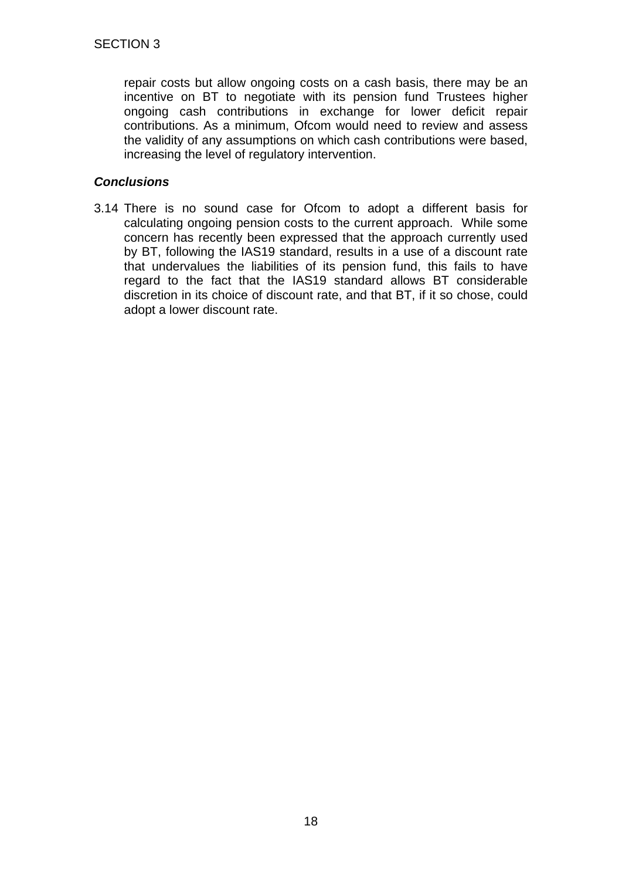repair costs but allow ongoing costs on a cash basis, there may be an incentive on BT to negotiate with its pension fund Trustees higher ongoing cash contributions in exchange for lower deficit repair contributions. As a minimum, Ofcom would need to review and assess the validity of any assumptions on which cash contributions were based, increasing the level of regulatory intervention.

***Conclusions***

3.14 There is no sound case for Ofcom to adopt a different basis for calculating ongoing pension costs to the current approach. While some concern has recently been expressed that the approach currently used by BT, following the IAS19 standard, results in a use of a discount rate that undervalues the liabilities of its pension fund, this fails to have regard to the fact that the IAS19 standard allows BT considerable discretion in its choice of discount rate, and that BT, if it so chose, could adopt a lower discount rate.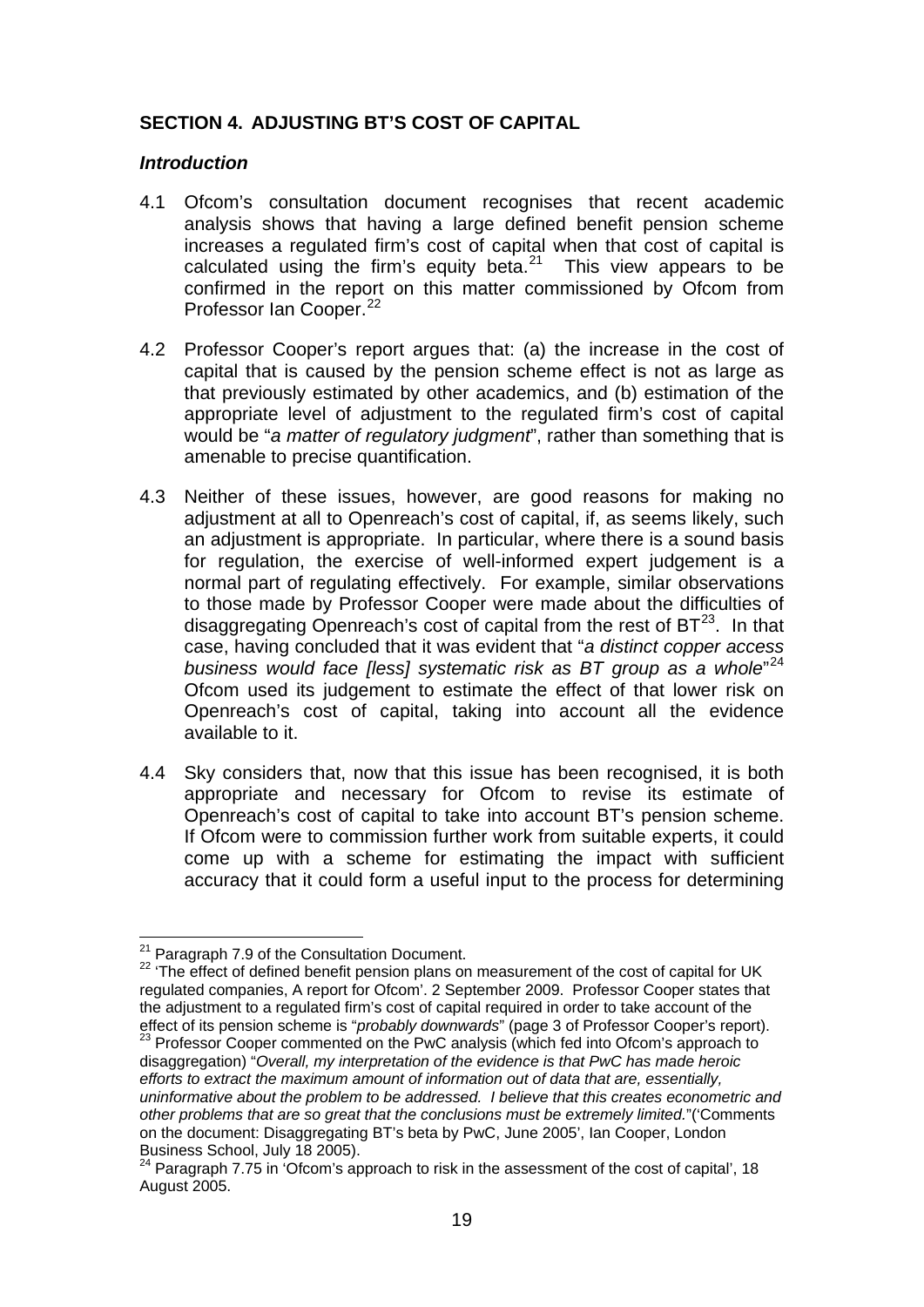## SECTION 4. ADJUSTING BT'S COST OF CAPITAL

### *Introduction*

4.1 Ofcom's consultation document recognises that recent academic analysis shows that having a large defined benefit pension scheme increases a regulated firm's cost of capital when that cost of capital is calculated using the firm's equity beta.[21] This view appears to be confirmed in the report on this matter commissioned by Ofcom from Professor Ian Cooper.[22]

4.2 Professor Cooper's report argues that: (a) the increase in the cost of capital that is caused by the pension scheme effect is not as large as that previously estimated by other academics, and (b) estimation of the appropriate level of adjustment to the regulated firm's cost of capital would be "*a matter of regulatory judgment*", rather than something that is amenable to precise quantification.

4.3 Neither of these issues, however, are good reasons for making no adjustment at all to Openreach's cost of capital, if, as seems likely, such an adjustment is appropriate. In particular, where there is a sound basis for regulation, the exercise of well-informed expert judgement is a normal part of regulating effectively. For example, similar observations to those made by Professor Cooper were made about the difficulties of disaggregating Openreach's cost of capital from the rest of BT[23]. In that case, having concluded that it was evident that "*a distinct copper access business would face [less] systematic risk as BT group as a whole*"[24] Ofcom used its judgement to estimate the effect of that lower risk on Openreach's cost of capital, taking into account all the evidence available to it.

4.4 Sky considers that, now that this issue has been recognised, it is both appropriate and necessary for Ofcom to revise its estimate of Openreach's cost of capital to take into account BT's pension scheme. If Ofcom were to commission further work from suitable experts, it could come up with a scheme for estimating the impact with sufficient accuracy that it could form a useful input to the process for determining

---

[21] Paragraph 7.9 of the Consultation Document.

[22] 'The effect of defined benefit pension plans on measurement of the cost of capital for UK regulated companies, A report for Ofcom'. 2 September 2009. Professor Cooper states that the adjustment to a regulated firm's cost of capital required in order to take account of the effect of its pension scheme is "*probably downwards*" (page 3 of Professor Cooper's report).

[23] Professor Cooper commented on the PwC analysis (which fed into Ofcom's approach to disaggregation) "*Overall, my interpretation of the evidence is that PwC has made heroic efforts to extract the maximum amount of information out of data that are, essentially, uninformative about the problem to be addressed. I believe that this creates econometric and other problems that are so great that the conclusions must be extremely limited.*"('Comments on the document: Disaggregating BT's beta by PwC, June 2005', Ian Cooper, London Business School, July 18 2005).

[24] Paragraph 7.75 in 'Ofcom's approach to risk in the assessment of the cost of capital', 18 August 2005.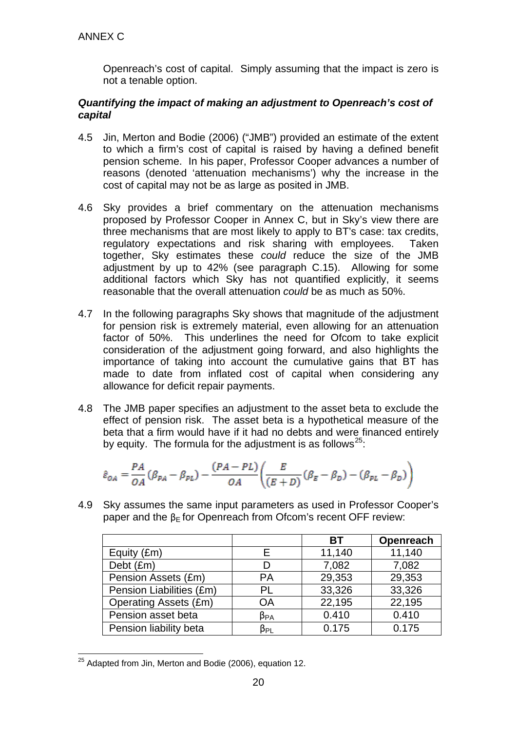Openreach's cost of capital. Simply assuming that the impact is zero is not a tenable option.

***Quantifying the impact of making an adjustment to Openreach's cost of capital***

4.5 Jin, Merton and Bodie (2006) ("JMB") provided an estimate of the extent to which a firm's cost of capital is raised by having a defined benefit pension scheme. In his paper, Professor Cooper advances a number of reasons (denoted 'attenuation mechanisms') why the increase in the cost of capital may not be as large as posited in JMB.

4.6 Sky provides a brief commentary on the attenuation mechanisms proposed by Professor Cooper in Annex C, but in Sky's view there are three mechanisms that are most likely to apply to BT's case: tax credits, regulatory expectations and risk sharing with employees. Taken together, Sky estimates these *could* reduce the size of the JMB adjustment by up to 42% (see paragraph C.15). Allowing for some additional factors which Sky has not quantified explicitly, it seems reasonable that the overall attenuation *could* be as much as 50%.

4.7 In the following paragraphs Sky shows that magnitude of the adjustment for pension risk is extremely material, even allowing for an attenuation factor of 50%. This underlines the need for Ofcom to take explicit consideration of the adjustment going forward, and also highlights the importance of taking into account the cumulative gains that BT has made to date from inflated cost of capital when considering any allowance for deficit repair payments.

4.8 The JMB paper specifies an adjustment to the asset beta to exclude the effect of pension risk. The asset beta is a hypothetical measure of the beta that a firm would have if it had no debts and were financed entirely by equity. The formula for the adjustment is as follows[25]:

$$\hat{\varepsilon}_{OA} = \frac{PA}{OA}(\beta_{PA} - \beta_{PL}) - \frac{(PA - PL)}{OA}\left(\frac{E}{(E+D)}(\beta_E - \beta_D) - (\beta_{PL} - \beta_D)\right)$$

4.9 Sky assumes the same input parameters as used in Professor Cooper's paper and the $\beta_E$ for Openreach from Ofcom's recent OFF review:

| | | BT | Openreach |
|---|---|---|---|
| Equity (£m) | E | 11,140 | 11,140 |
| Debt (£m) | D | 7,082 | 7,082 |
| Pension Assets (£m) | PA | 29,353 | 29,353 |
| Pension Liabilities (£m) | PL | 33,326 | 33,326 |
| Operating Assets (£m) | OA | 22,195 | 22,195 |
| Pension asset beta | $\beta_{PA}$ | 0.410 | 0.410 |
| Pension liability beta | $\beta_{PL}$ | 0.175 | 0.175 |

[25] Adapted from Jin, Merton and Bodie (2006), equation 12.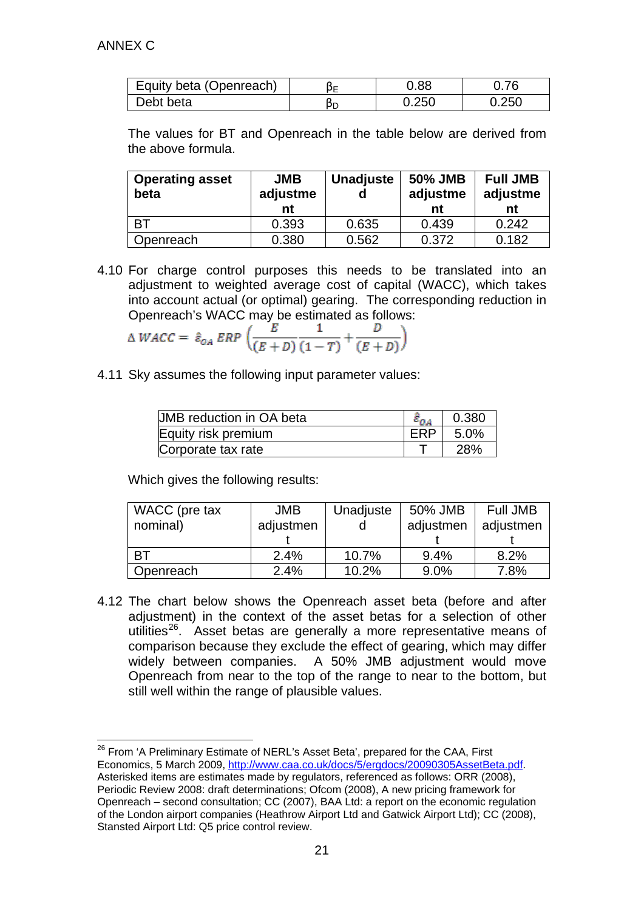ANNEX C

| Equity beta (Openreach) | $\beta_E$ | 0.88 | 0.76 |
|---|---|---|---|
| Debt beta | $\beta_D$ | 0.250 | 0.250 |

The values for BT and Openreach in the table below are derived from the above formula.

| Operating asset beta | JMB adjustment | Unadjusted | 50% JMB adjustment | Full JMB adjustment |
|---|---|---|---|---|
| BT | 0.393 | 0.635 | 0.439 | 0.242 |
| Openreach | 0.380 | 0.562 | 0.372 | 0.182 |

4.10 For charge control purposes this needs to be translated into an adjustment to weighted average cost of capital (WACC), which takes into account actual (or optimal) gearing. The corresponding reduction in Openreach's WACC may be estimated as follows:

$$\Delta\, WACC = \hat{\varepsilon}_{OA}\, ERP \left(\frac{E}{(E+D)}\frac{1}{(1-T)} + \frac{D}{(E+D)}\right)$$

4.11 Sky assumes the following input parameter values:

| JMB reduction in OA beta | $\hat{\varepsilon}_{OA}$ | 0.380 |
|---|---|---|
| Equity risk premium | ERP | 5.0% |
| Corporate tax rate | T | 28% |

Which gives the following results:

| WACC (pre tax nominal) | JMB adjustment | Unadjusted | 50% JMB adjustment | Full JMB adjustment |
|---|---|---|---|---|
| BT | 2.4% | 10.7% | 9.4% | 8.2% |
| Openreach | 2.4% | 10.2% | 9.0% | 7.8% |

4.12 The chart below shows the Openreach asset beta (before and after adjustment) in the context of the asset betas for a selection of other utilities[26]. Asset betas are generally a more representative means of comparison because they exclude the effect of gearing, which may differ widely between companies. A 50% JMB adjustment would move Openreach from near to the top of the range to near to the bottom, but still well within the range of plausible values.

[26] From 'A Preliminary Estimate of NERL's Asset Beta', prepared for the CAA, First Economics, 5 March 2009, http://www.caa.co.uk/docs/5/ergdocs/20090305AssetBeta.pdf. Asterisked items are estimates made by regulators, referenced as follows: ORR (2008), Periodic Review 2008: draft determinations; Ofcom (2008), A new pricing framework for Openreach – second consultation; CC (2007), BAA Ltd: a report on the economic regulation of the London airport companies (Heathrow Airport Ltd and Gatwick Airport Ltd); CC (2008), Stansted Airport Ltd: Q5 price control review.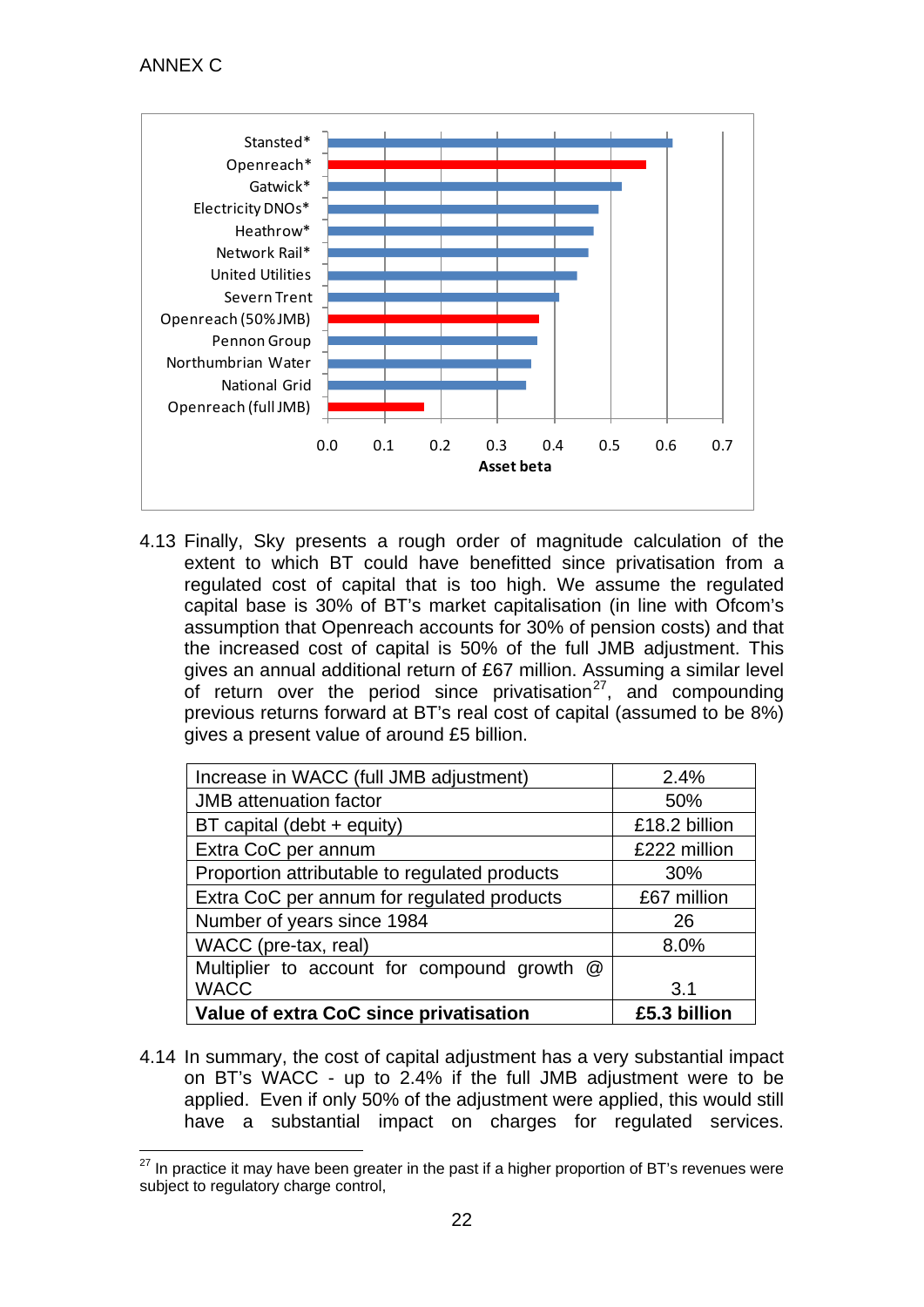4.13 Finally, Sky presents a rough order of magnitude calculation of the extent to which BT could have benefitted since privatisation from a regulated cost of capital that is too high. We assume the regulated capital base is 30% of BT's market capitalisation (in line with Ofcom's assumption that Openreach accounts for 30% of pension costs) and that the increased cost of capital is 50% of the full JMB adjustment. This gives an annual additional return of £67 million. Assuming a similar level of return over the period since privatisation[27], and compounding previous returns forward at BT's real cost of capital (assumed to be 8%) gives a present value of around £5 billion.

| Item | Value |
| --- | --- |
| Increase in WACC (full JMB adjustment) | 2.4% |
| JMB attenuation factor | 50% |
| BT capital (debt + equity) | £18.2 billion |
| Extra CoC per annum | £222 million |
| Proportion attributable to regulated products | 30% |
| Extra CoC per annum for regulated products | £67 million |
| Number of years since 1984 | 26 |
| WACC (pre-tax, real) | 8.0% |
| Multiplier to account for compound growth @ WACC | 3.1 |
| **Value of extra CoC since privatisation** | **£5.3 billion** |

4.14 In summary, the cost of capital adjustment has a very substantial impact on BT's WACC - up to 2.4% if the full JMB adjustment were to be applied. Even if only 50% of the adjustment were applied, this would still have a substantial impact on charges for regulated services.

[27] In practice it may have been greater in the past if a higher proportion of BT's revenues were subject to regulatory charge control,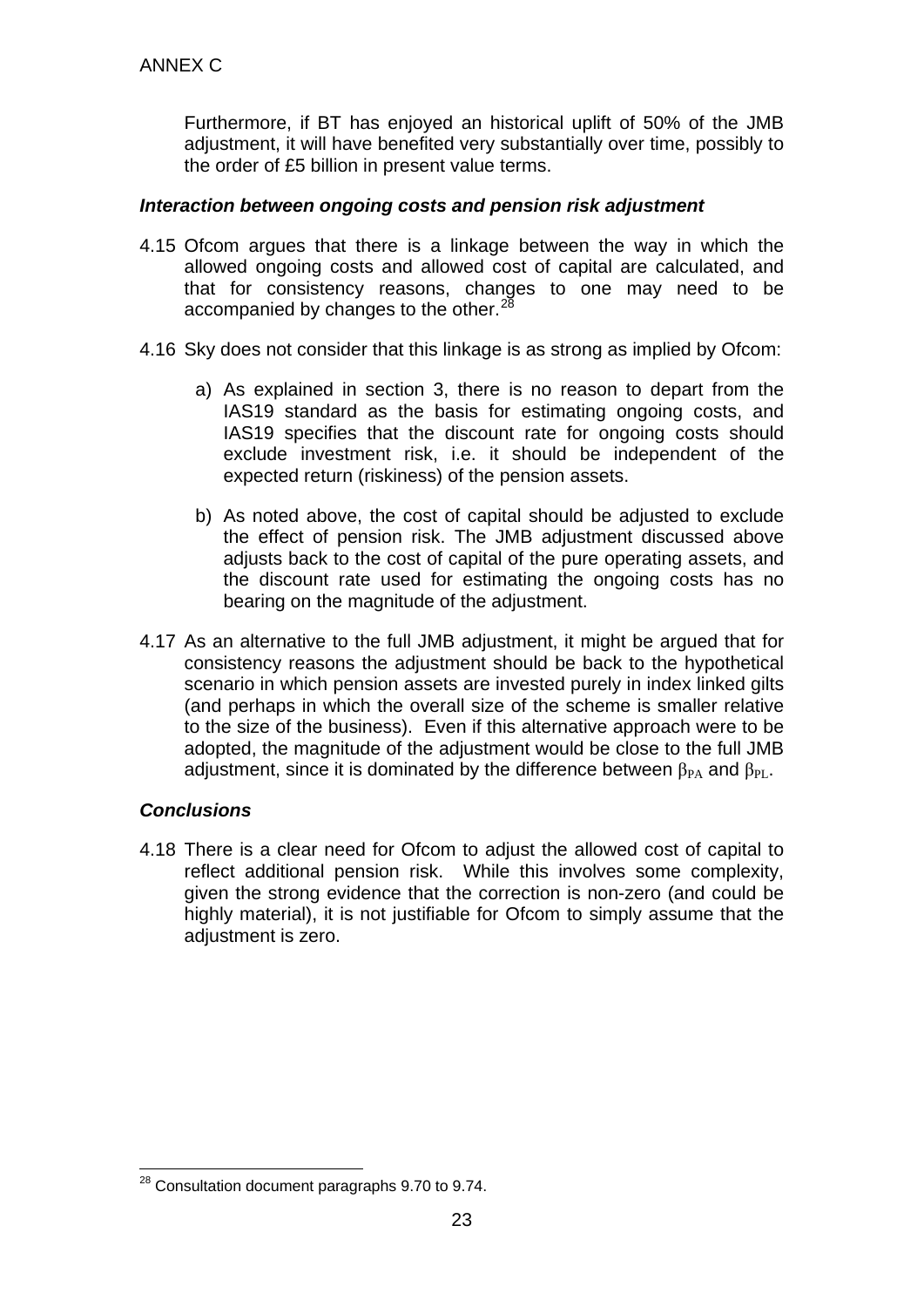Furthermore, if BT has enjoyed an historical uplift of 50% of the JMB adjustment, it will have benefited very substantially over time, possibly to the order of £5 billion in present value terms.

### *Interaction between ongoing costs and pension risk adjustment*

4.15 Ofcom argues that there is a linkage between the way in which the allowed ongoing costs and allowed cost of capital are calculated, and that for consistency reasons, changes to one may need to be accompanied by changes to the other.[28]

4.16 Sky does not consider that this linkage is as strong as implied by Ofcom:

a) As explained in section 3, there is no reason to depart from the IAS19 standard as the basis for estimating ongoing costs, and IAS19 specifies that the discount rate for ongoing costs should exclude investment risk, i.e. it should be independent of the expected return (riskiness) of the pension assets.

b) As noted above, the cost of capital should be adjusted to exclude the effect of pension risk. The JMB adjustment discussed above adjusts back to the cost of capital of the pure operating assets, and the discount rate used for estimating the ongoing costs has no bearing on the magnitude of the adjustment.

4.17 As an alternative to the full JMB adjustment, it might be argued that for consistency reasons the adjustment should be back to the hypothetical scenario in which pension assets are invested purely in index linked gilts (and perhaps in which the overall size of the scheme is smaller relative to the size of the business). Even if this alternative approach were to be adopted, the magnitude of the adjustment would be close to the full JMB adjustment, since it is dominated by the difference between $\beta_{PA}$ and $\beta_{PL}$.

### *Conclusions*

4.18 There is a clear need for Ofcom to adjust the allowed cost of capital to reflect additional pension risk. While this involves some complexity, given the strong evidence that the correction is non-zero (and could be highly material), it is not justifiable for Ofcom to simply assume that the adjustment is zero.

---

[28] Consultation document paragraphs 9.70 to 9.74.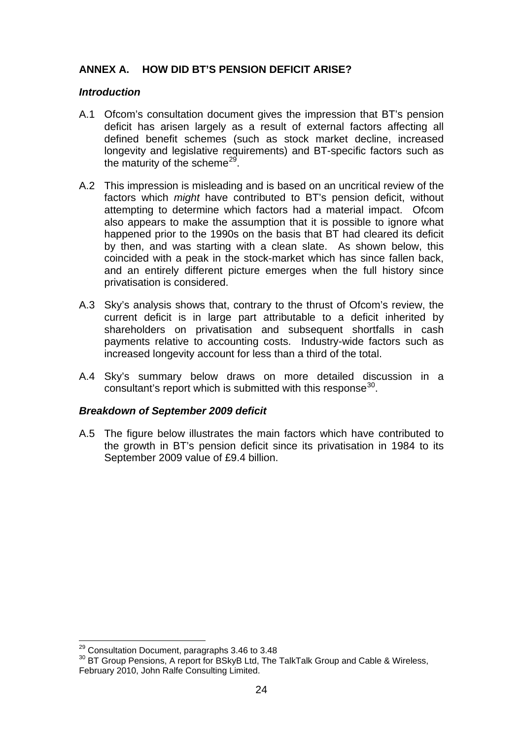## ANNEX A. HOW DID BT'S PENSION DEFICIT ARISE?

### *Introduction*

A.1 Ofcom's consultation document gives the impression that BT's pension deficit has arisen largely as a result of external factors affecting all defined benefit schemes (such as stock market decline, increased longevity and legislative requirements) and BT-specific factors such as the maturity of the scheme[29].

A.2 This impression is misleading and is based on an uncritical review of the factors which *might* have contributed to BT's pension deficit, without attempting to determine which factors had a material impact. Ofcom also appears to make the assumption that it is possible to ignore what happened prior to the 1990s on the basis that BT had cleared its deficit by then, and was starting with a clean slate. As shown below, this coincided with a peak in the stock-market which has since fallen back, and an entirely different picture emerges when the full history since privatisation is considered.

A.3 Sky's analysis shows that, contrary to the thrust of Ofcom's review, the current deficit is in large part attributable to a deficit inherited by shareholders on privatisation and subsequent shortfalls in cash payments relative to accounting costs. Industry-wide factors such as increased longevity account for less than a third of the total.

A.4 Sky's summary below draws on more detailed discussion in a consultant's report which is submitted with this response[30].

### *Breakdown of September 2009 deficit*

A.5 The figure below illustrates the main factors which have contributed to the growth in BT's pension deficit since its privatisation in 1984 to its September 2009 value of £9.4 billion.

[29] Consultation Document, paragraphs 3.46 to 3.48

[30] BT Group Pensions, A report for BSkyB Ltd, The TalkTalk Group and Cable & Wireless, February 2010, John Ralfe Consulting Limited.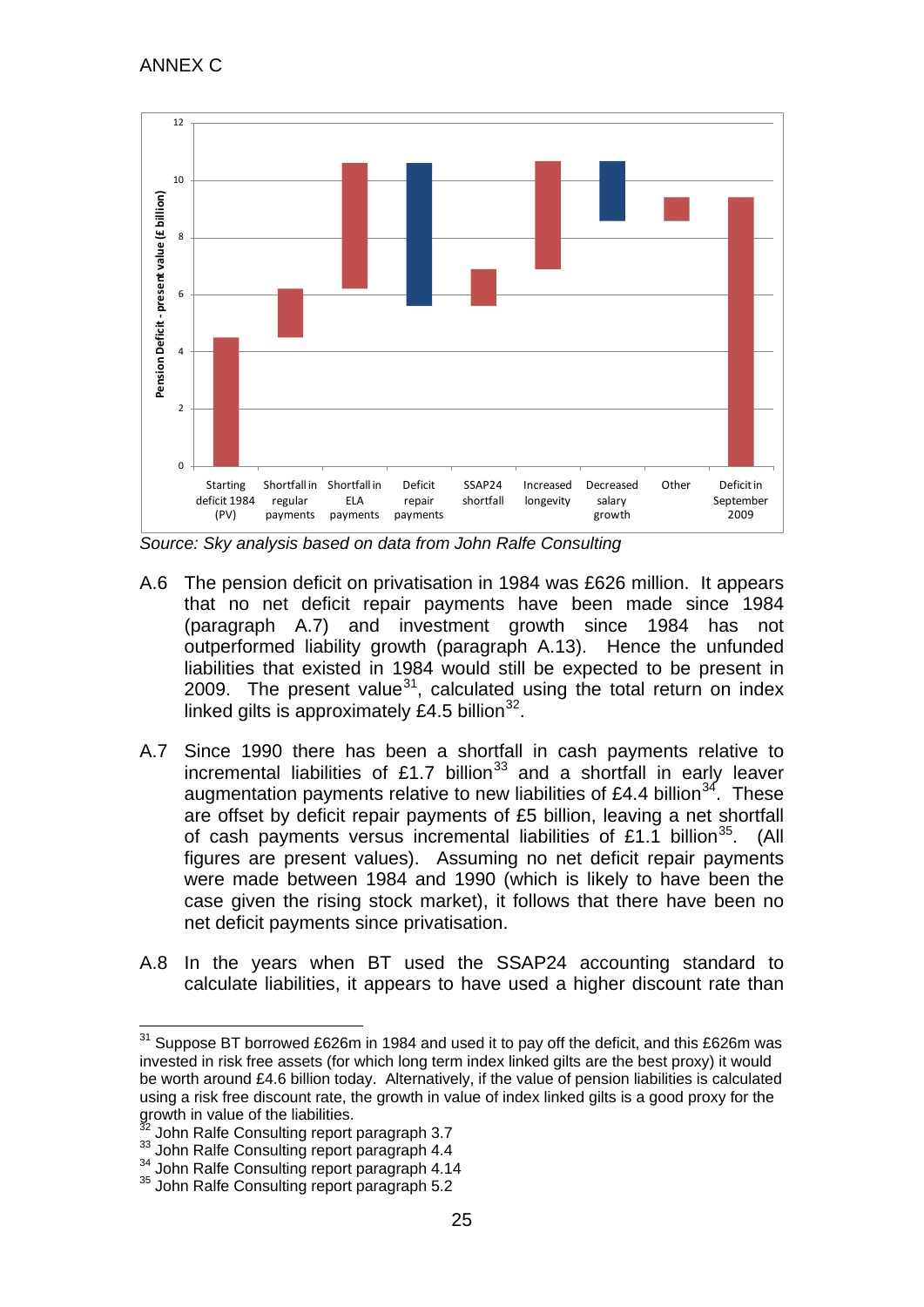ANNEX C

Source: Sky analysis based on data from John Ralfe Consulting

A.6 The pension deficit on privatisation in 1984 was £626 million. It appears that no net deficit repair payments have been made since 1984 (paragraph A.7) and investment growth since 1984 has not outperformed liability growth (paragraph A.13). Hence the unfunded liabilities that existed in 1984 would still be expected to be present in 2009. The present value[31], calculated using the total return on index linked gilts is approximately £4.5 billion[32].

A.7 Since 1990 there has been a shortfall in cash payments relative to incremental liabilities of £1.7 billion[33] and a shortfall in early leaver augmentation payments relative to new liabilities of £4.4 billion[34]. These are offset by deficit repair payments of £5 billion, leaving a net shortfall of cash payments versus incremental liabilities of £1.1 billion[35]. (All figures are present values). Assuming no net deficit repair payments were made between 1984 and 1990 (which is likely to have been the case given the rising stock market), it follows that there have been no net deficit payments since privatisation.

A.8 In the years when BT used the SSAP24 accounting standard to calculate liabilities, it appears to have used a higher discount rate than

---

[31] Suppose BT borrowed £626m in 1984 and used it to pay off the deficit, and this £626m was invested in risk free assets (for which long term index linked gilts are the best proxy) it would be worth around £4.6 billion today. Alternatively, if the value of pension liabilities is calculated using a risk free discount rate, the growth in value of index linked gilts is a good proxy for the growth in value of the liabilities.

[32] John Ralfe Consulting report paragraph 3.7

[33] John Ralfe Consulting report paragraph 4.4

[34] John Ralfe Consulting report paragraph 4.14

[35] John Ralfe Consulting report paragraph 5.2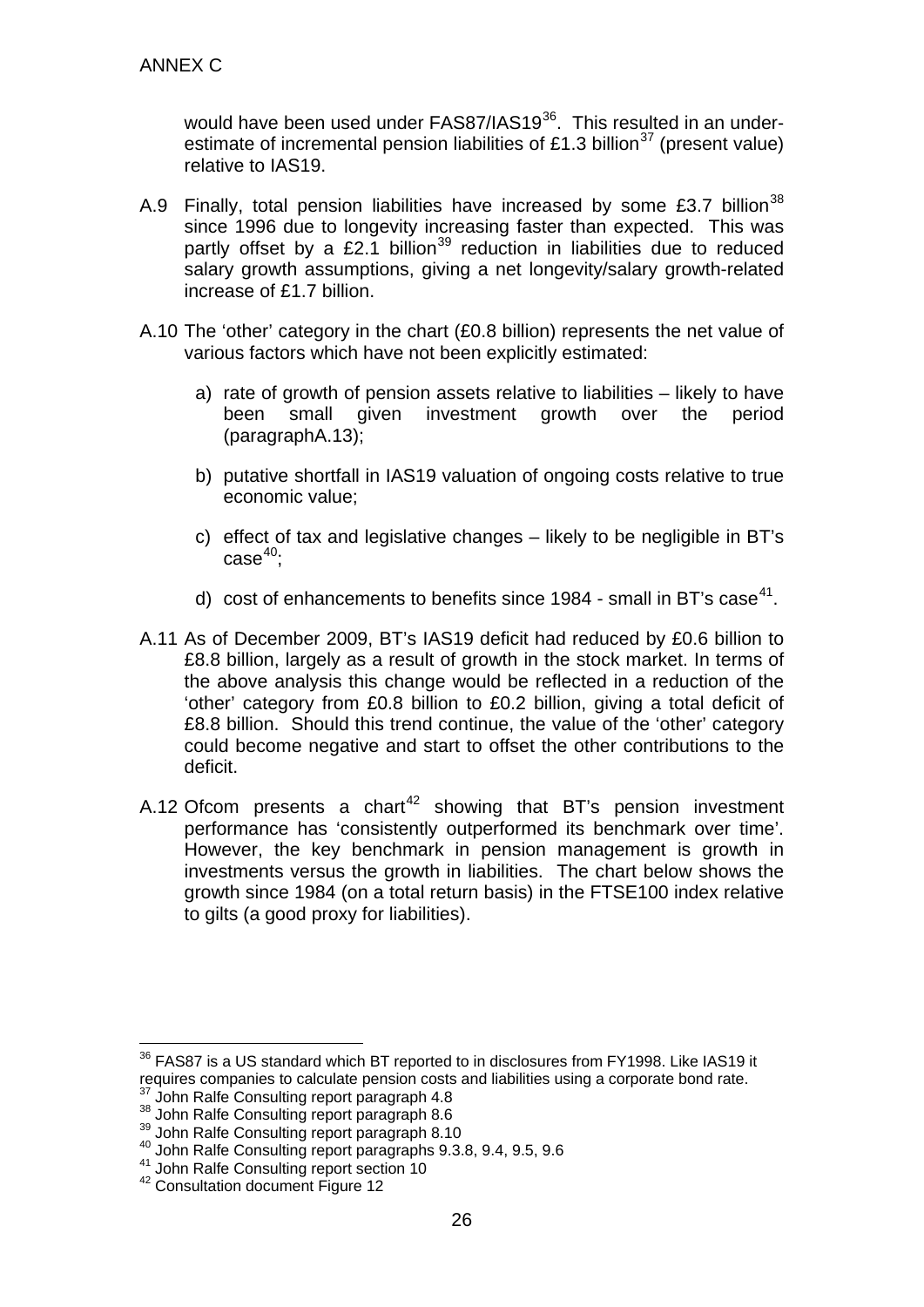would have been used under FAS87/IAS19[36]. This resulted in an under-estimate of incremental pension liabilities of £1.3 billion[37] (present value) relative to IAS19.

A.9 Finally, total pension liabilities have increased by some £3.7 billion[38] since 1996 due to longevity increasing faster than expected. This was partly offset by a £2.1 billion[39] reduction in liabilities due to reduced salary growth assumptions, giving a net longevity/salary growth-related increase of £1.7 billion.

A.10 The 'other' category in the chart (£0.8 billion) represents the net value of various factors which have not been explicitly estimated:

a) rate of growth of pension assets relative to liabilities – likely to have been small given investment growth over the period (paragraphA.13);

b) putative shortfall in IAS19 valuation of ongoing costs relative to true economic value;

c) effect of tax and legislative changes – likely to be negligible in BT's case[40];

d) cost of enhancements to benefits since 1984 - small in BT's case[41].

A.11 As of December 2009, BT's IAS19 deficit had reduced by £0.6 billion to £8.8 billion, largely as a result of growth in the stock market. In terms of the above analysis this change would be reflected in a reduction of the 'other' category from £0.8 billion to £0.2 billion, giving a total deficit of £8.8 billion. Should this trend continue, the value of the 'other' category could become negative and start to offset the other contributions to the deficit.

A.12 Ofcom presents a chart[42] showing that BT's pension investment performance has 'consistently outperformed its benchmark over time'. However, the key benchmark in pension management is growth in investments versus the growth in liabilities. The chart below shows the growth since 1984 (on a total return basis) in the FTSE100 index relative to gilts (a good proxy for liabilities).

---

[36] FAS87 is a US standard which BT reported to in disclosures from FY1998. Like IAS19 it requires companies to calculate pension costs and liabilities using a corporate bond rate.

[37] John Ralfe Consulting report paragraph 4.8

[38] John Ralfe Consulting report paragraph 8.6

[39] John Ralfe Consulting report paragraph 8.10

[40] John Ralfe Consulting report paragraphs 9.3.8, 9.4, 9.5, 9.6

[41] John Ralfe Consulting report section 10

[42] Consultation document Figure 12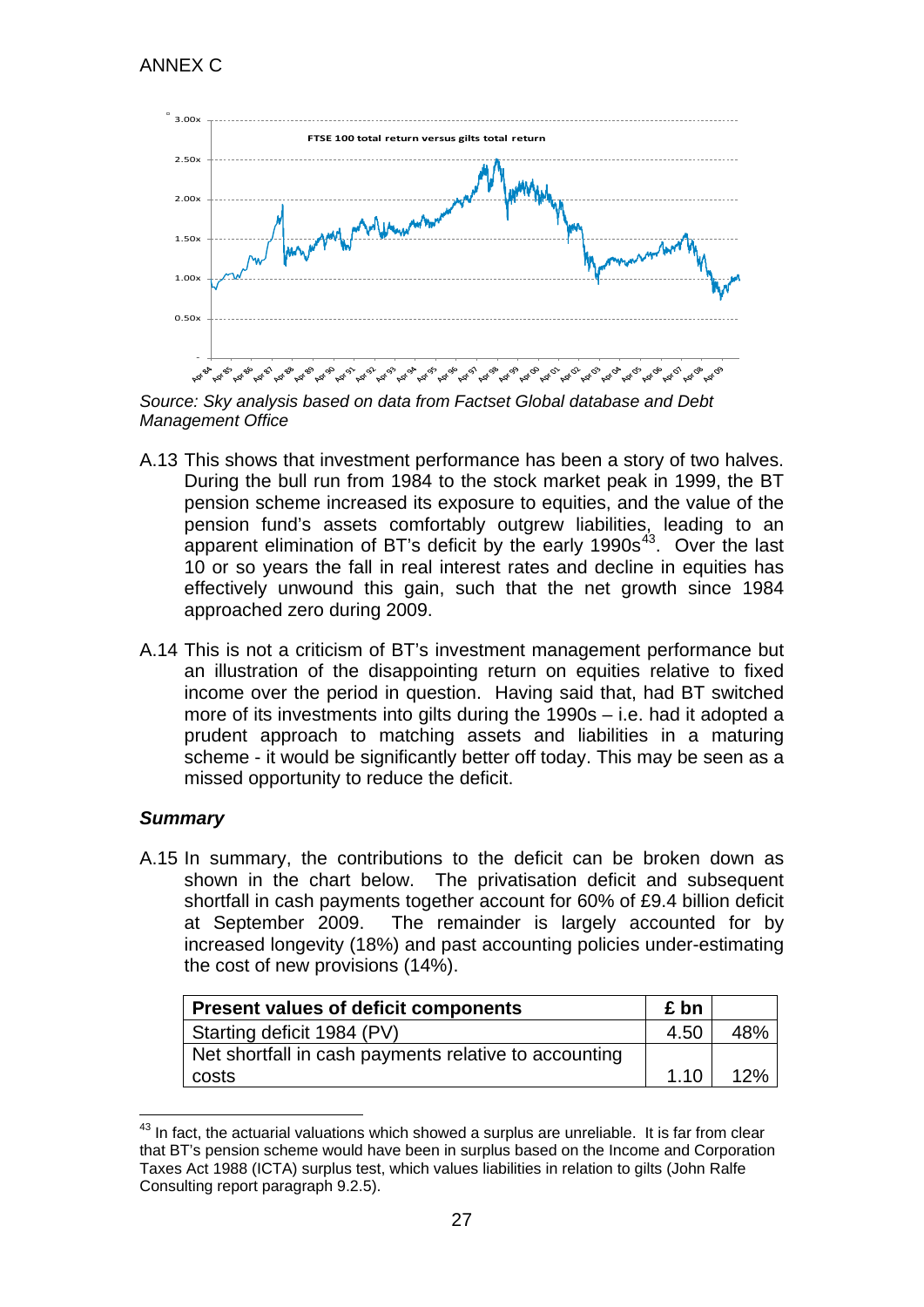ANNEX C

FTSE 100 total return versus gilts total return

Source: Sky analysis based on data from Factset Global database and Debt Management Office

A.13 This shows that investment performance has been a story of two halves. During the bull run from 1984 to the stock market peak in 1999, the BT pension scheme increased its exposure to equities, and the value of the pension fund's assets comfortably outgrew liabilities, leading to an apparent elimination of BT's deficit by the early 1990s[43]. Over the last 10 or so years the fall in real interest rates and decline in equities has effectively unwound this gain, such that the net growth since 1984 approached zero during 2009.

A.14 This is not a criticism of BT's investment management performance but an illustration of the disappointing return on equities relative to fixed income over the period in question. Having said that, had BT switched more of its investments into gilts during the 1990s – i.e. had it adopted a prudent approach to matching assets and liabilities in a maturing scheme - it would be significantly better off today. This may be seen as a missed opportunity to reduce the deficit.

***Summary***

A.15 In summary, the contributions to the deficit can be broken down as shown in the chart below. The privatisation deficit and subsequent shortfall in cash payments together account for 60% of £9.4 billion deficit at September 2009. The remainder is largely accounted for by increased longevity (18%) and past accounting policies under-estimating the cost of new provisions (14%).

| Present values of deficit components | £ bn | |
|---|---|---|
| Starting deficit 1984 (PV) | 4.50 | 48% |
| Net shortfall in cash payments relative to accounting costs | 1.10 | 12% |

[43] In fact, the actuarial valuations which showed a surplus are unreliable. It is far from clear that BT's pension scheme would have been in surplus based on the Income and Corporation Taxes Act 1988 (ICTA) surplus test, which values liabilities in relation to gilts (John Ralfe Consulting report paragraph 9.2.5).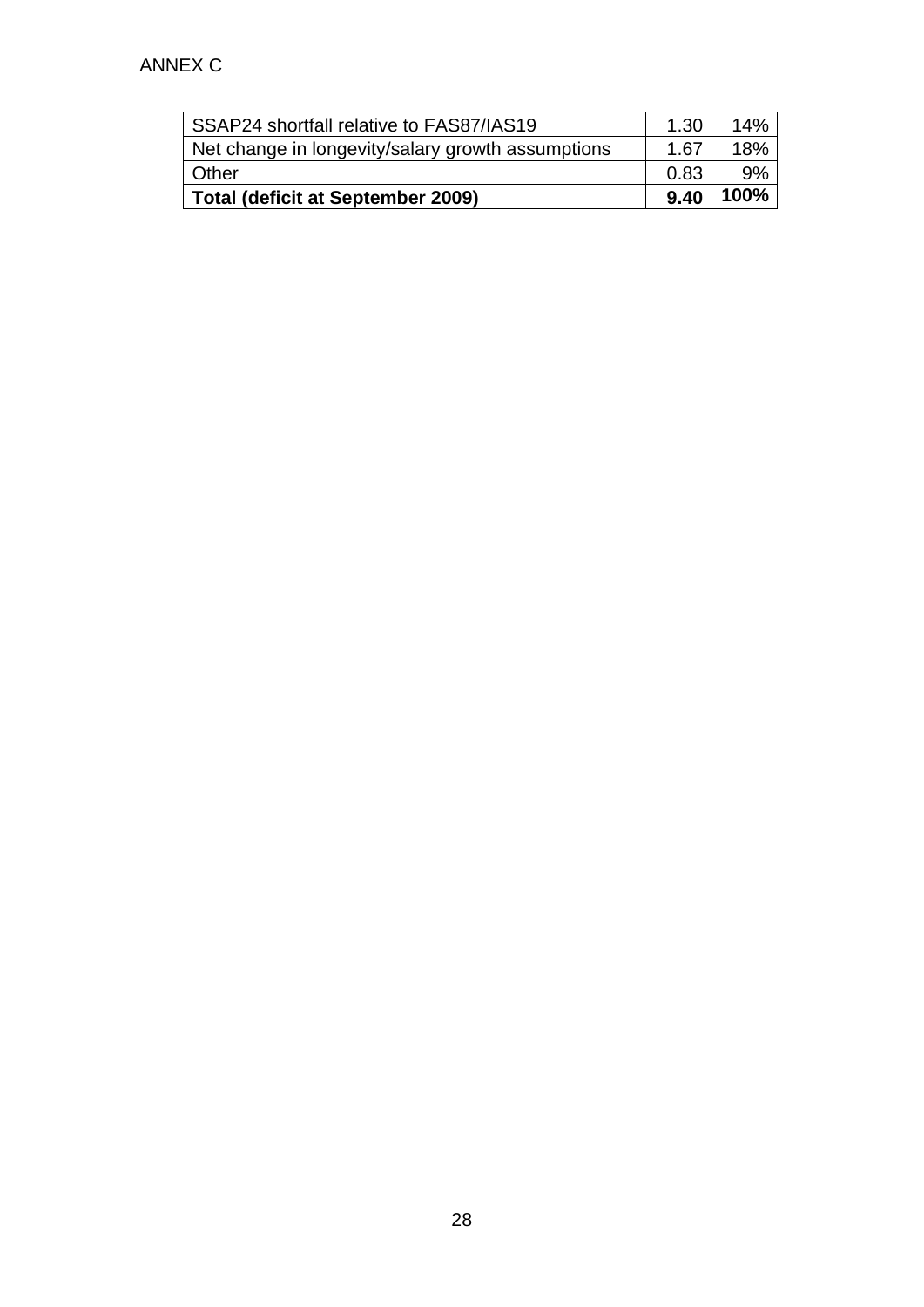| SSAP24 shortfall relative to FAS87/IAS19 | 1.30 | 14% |
| --- | --- | --- |
| Net change in longevity/salary growth assumptions | 1.67 | 18% |
| Other | 0.83 | 9% |
| **Total (deficit at September 2009)** | **9.40** | **100%** |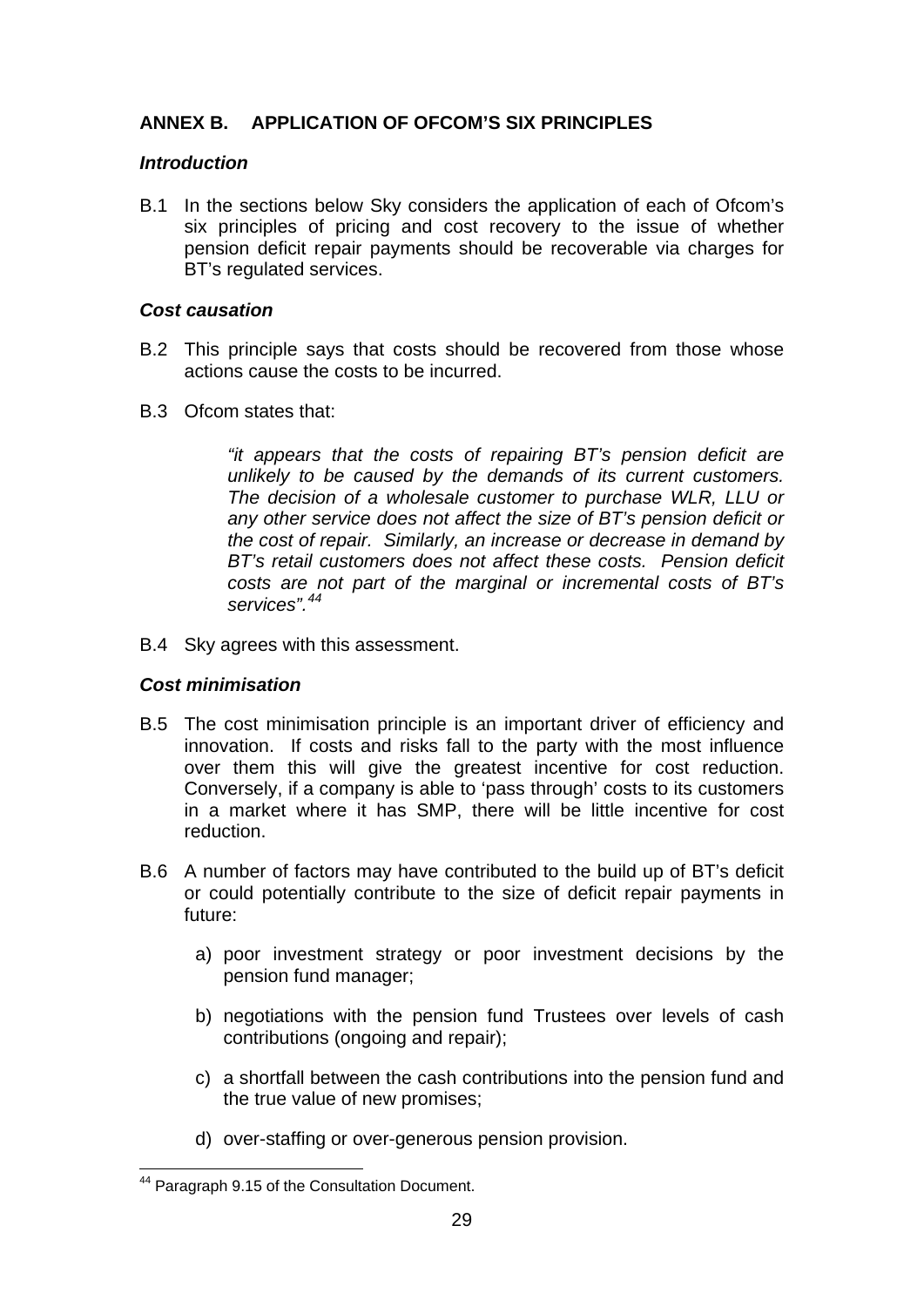## ANNEX B. APPLICATION OF OFCOM'S SIX PRINCIPLES

### *Introduction*

B.1 In the sections below Sky considers the application of each of Ofcom's six principles of pricing and cost recovery to the issue of whether pension deficit repair payments should be recoverable via charges for BT's regulated services.

### *Cost causation*

B.2 This principle says that costs should be recovered from those whose actions cause the costs to be incurred.

B.3 Ofcom states that:

> *"it appears that the costs of repairing BT's pension deficit are unlikely to be caused by the demands of its current customers. The decision of a wholesale customer to purchase WLR, LLU or any other service does not affect the size of BT's pension deficit or the cost of repair. Similarly, an increase or decrease in demand by BT's retail customers does not affect these costs. Pension deficit costs are not part of the marginal or incremental costs of BT's services".*[44]

B.4 Sky agrees with this assessment.

### *Cost minimisation*

B.5 The cost minimisation principle is an important driver of efficiency and innovation. If costs and risks fall to the party with the most influence over them this will give the greatest incentive for cost reduction. Conversely, if a company is able to 'pass through' costs to its customers in a market where it has SMP, there will be little incentive for cost reduction.

B.6 A number of factors may have contributed to the build up of BT's deficit or could potentially contribute to the size of deficit repair payments in future:

a) poor investment strategy or poor investment decisions by the pension fund manager;

b) negotiations with the pension fund Trustees over levels of cash contributions (ongoing and repair);

c) a shortfall between the cash contributions into the pension fund and the true value of new promises;

d) over-staffing or over-generous pension provision.

---

[44] Paragraph 9.15 of the Consultation Document.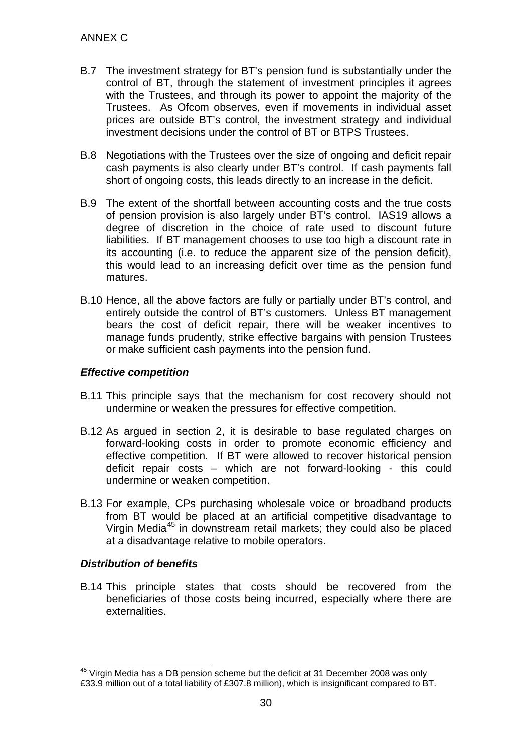B.7 The investment strategy for BT's pension fund is substantially under the control of BT, through the statement of investment principles it agrees with the Trustees, and through its power to appoint the majority of the Trustees. As Ofcom observes, even if movements in individual asset prices are outside BT's control, the investment strategy and individual investment decisions under the control of BT or BTPS Trustees.

B.8 Negotiations with the Trustees over the size of ongoing and deficit repair cash payments is also clearly under BT's control. If cash payments fall short of ongoing costs, this leads directly to an increase in the deficit.

B.9 The extent of the shortfall between accounting costs and the true costs of pension provision is also largely under BT's control. IAS19 allows a degree of discretion in the choice of rate used to discount future liabilities. If BT management chooses to use too high a discount rate in its accounting (i.e. to reduce the apparent size of the pension deficit), this would lead to an increasing deficit over time as the pension fund matures.

B.10 Hence, all the above factors are fully or partially under BT's control, and entirely outside the control of BT's customers. Unless BT management bears the cost of deficit repair, there will be weaker incentives to manage funds prudently, strike effective bargains with pension Trustees or make sufficient cash payments into the pension fund.

### *Effective competition*

B.11 This principle says that the mechanism for cost recovery should not undermine or weaken the pressures for effective competition.

B.12 As argued in section 2, it is desirable to base regulated charges on forward-looking costs in order to promote economic efficiency and effective competition. If BT were allowed to recover historical pension deficit repair costs – which are not forward-looking - this could undermine or weaken competition.

B.13 For example, CPs purchasing wholesale voice or broadband products from BT would be placed at an artificial competitive disadvantage to Virgin Media[45] in downstream retail markets; they could also be placed at a disadvantage relative to mobile operators.

### *Distribution of benefits*

B.14 This principle states that costs should be recovered from the beneficiaries of those costs being incurred, especially where there are externalities.

[45] Virgin Media has a DB pension scheme but the deficit at 31 December 2008 was only £33.9 million out of a total liability of £307.8 million), which is insignificant compared to BT.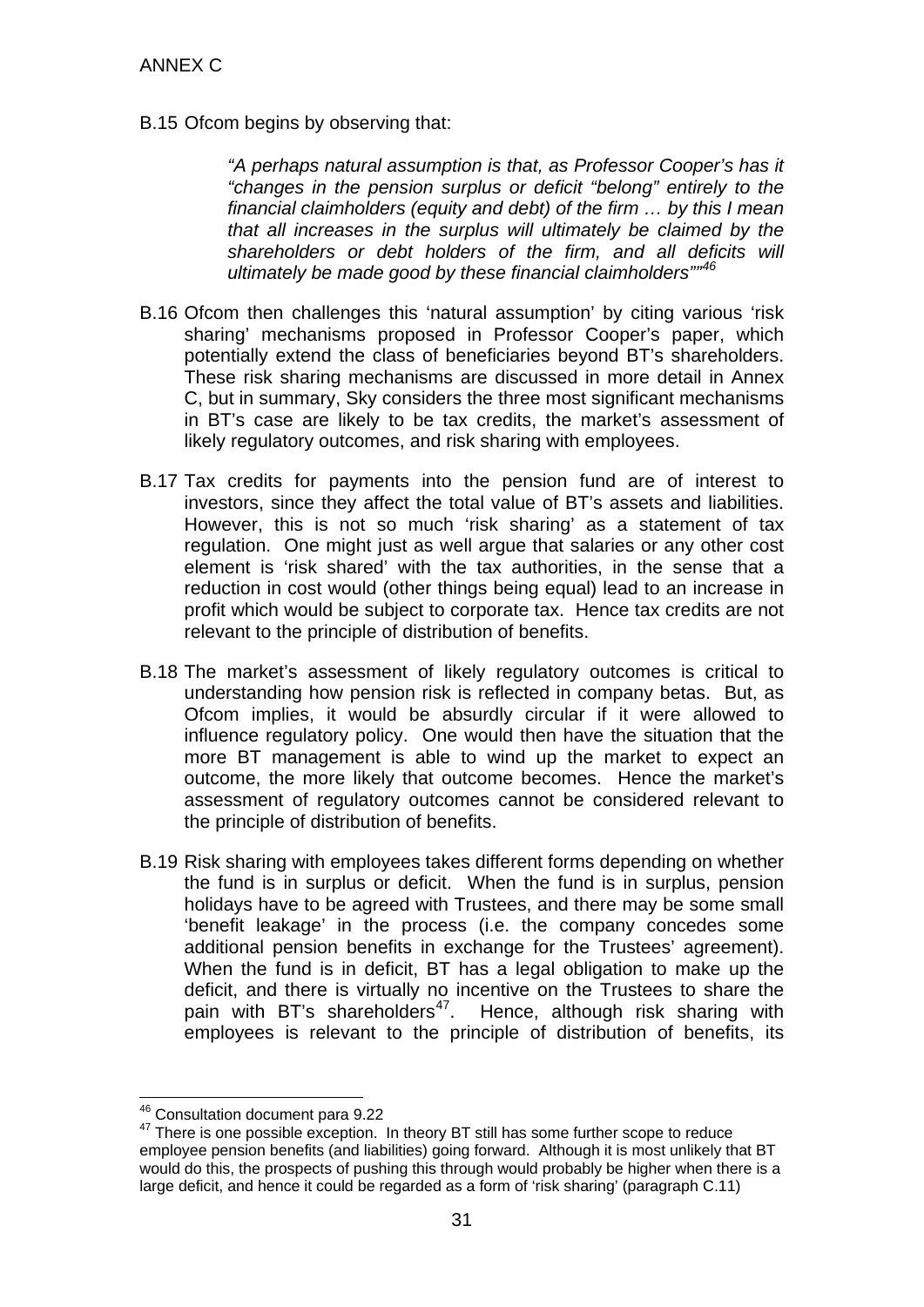B.15 Ofcom begins by observing that:

> *"A perhaps natural assumption is that, as Professor Cooper's has it "changes in the pension surplus or deficit "belong" entirely to the financial claimholders (equity and debt) of the firm … by this I mean that all increases in the surplus will ultimately be claimed by the shareholders or debt holders of the firm, and all deficits will ultimately be made good by these financial claimholders""*[46]

B.16 Ofcom then challenges this 'natural assumption' by citing various 'risk sharing' mechanisms proposed in Professor Cooper's paper, which potentially extend the class of beneficiaries beyond BT's shareholders. These risk sharing mechanisms are discussed in more detail in Annex C, but in summary, Sky considers the three most significant mechanisms in BT's case are likely to be tax credits, the market's assessment of likely regulatory outcomes, and risk sharing with employees.

B.17 Tax credits for payments into the pension fund are of interest to investors, since they affect the total value of BT's assets and liabilities. However, this is not so much 'risk sharing' as a statement of tax regulation. One might just as well argue that salaries or any other cost element is 'risk shared' with the tax authorities, in the sense that a reduction in cost would (other things being equal) lead to an increase in profit which would be subject to corporate tax. Hence tax credits are not relevant to the principle of distribution of benefits.

B.18 The market's assessment of likely regulatory outcomes is critical to understanding how pension risk is reflected in company betas. But, as Ofcom implies, it would be absurdly circular if it were allowed to influence regulatory policy. One would then have the situation that the more BT management is able to wind up the market to expect an outcome, the more likely that outcome becomes. Hence the market's assessment of regulatory outcomes cannot be considered relevant to the principle of distribution of benefits.

B.19 Risk sharing with employees takes different forms depending on whether the fund is in surplus or deficit. When the fund is in surplus, pension holidays have to be agreed with Trustees, and there may be some small 'benefit leakage' in the process (i.e. the company concedes some additional pension benefits in exchange for the Trustees' agreement). When the fund is in deficit, BT has a legal obligation to make up the deficit, and there is virtually no incentive on the Trustees to share the pain with BT's shareholders[47]. Hence, although risk sharing with employees is relevant to the principle of distribution of benefits, its

---

[46] Consultation document para 9.22

[47] There is one possible exception. In theory BT still has some further scope to reduce employee pension benefits (and liabilities) going forward. Although it is most unlikely that BT would do this, the prospects of pushing this through would probably be higher when there is a large deficit, and hence it could be regarded as a form of 'risk sharing' (paragraph C.11)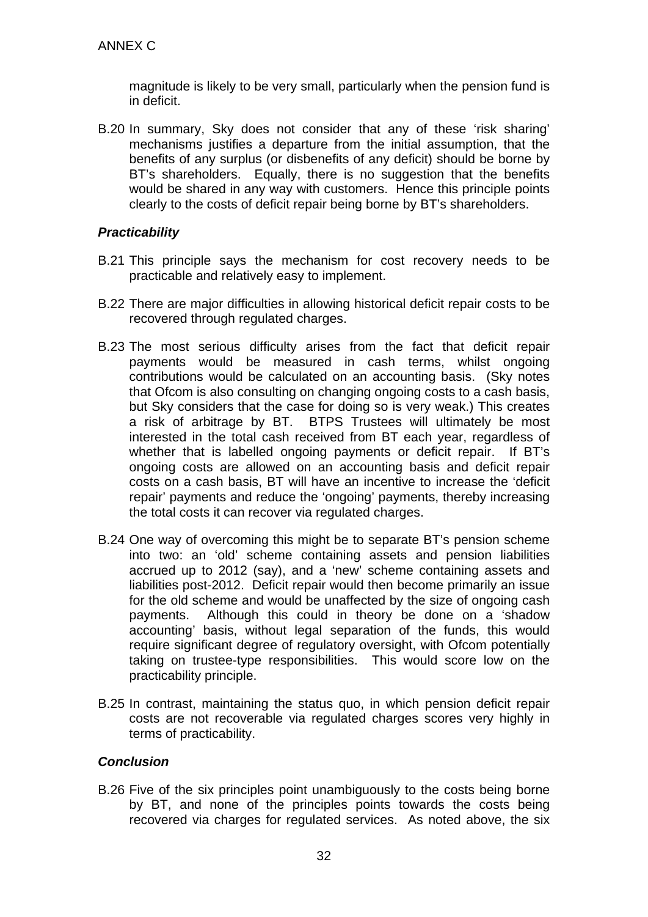magnitude is likely to be very small, particularly when the pension fund is in deficit.

B.20 In summary, Sky does not consider that any of these 'risk sharing' mechanisms justifies a departure from the initial assumption, that the benefits of any surplus (or disbenefits of any deficit) should be borne by BT's shareholders. Equally, there is no suggestion that the benefits would be shared in any way with customers. Hence this principle points clearly to the costs of deficit repair being borne by BT's shareholders.

### *Practicability*

B.21 This principle says the mechanism for cost recovery needs to be practicable and relatively easy to implement.

B.22 There are major difficulties in allowing historical deficit repair costs to be recovered through regulated charges.

B.23 The most serious difficulty arises from the fact that deficit repair payments would be measured in cash terms, whilst ongoing contributions would be calculated on an accounting basis. (Sky notes that Ofcom is also consulting on changing ongoing costs to a cash basis, but Sky considers that the case for doing so is very weak.) This creates a risk of arbitrage by BT. BTPS Trustees will ultimately be most interested in the total cash received from BT each year, regardless of whether that is labelled ongoing payments or deficit repair. If BT's ongoing costs are allowed on an accounting basis and deficit repair costs on a cash basis, BT will have an incentive to increase the 'deficit repair' payments and reduce the 'ongoing' payments, thereby increasing the total costs it can recover via regulated charges.

B.24 One way of overcoming this might be to separate BT's pension scheme into two: an 'old' scheme containing assets and pension liabilities accrued up to 2012 (say), and a 'new' scheme containing assets and liabilities post-2012. Deficit repair would then become primarily an issue for the old scheme and would be unaffected by the size of ongoing cash payments. Although this could in theory be done on a 'shadow accounting' basis, without legal separation of the funds, this would require significant degree of regulatory oversight, with Ofcom potentially taking on trustee-type responsibilities. This would score low on the practicability principle.

B.25 In contrast, maintaining the status quo, in which pension deficit repair costs are not recoverable via regulated charges scores very highly in terms of practicability.

### *Conclusion*

B.26 Five of the six principles point unambiguously to the costs being borne by BT, and none of the principles points towards the costs being recovered via charges for regulated services. As noted above, the six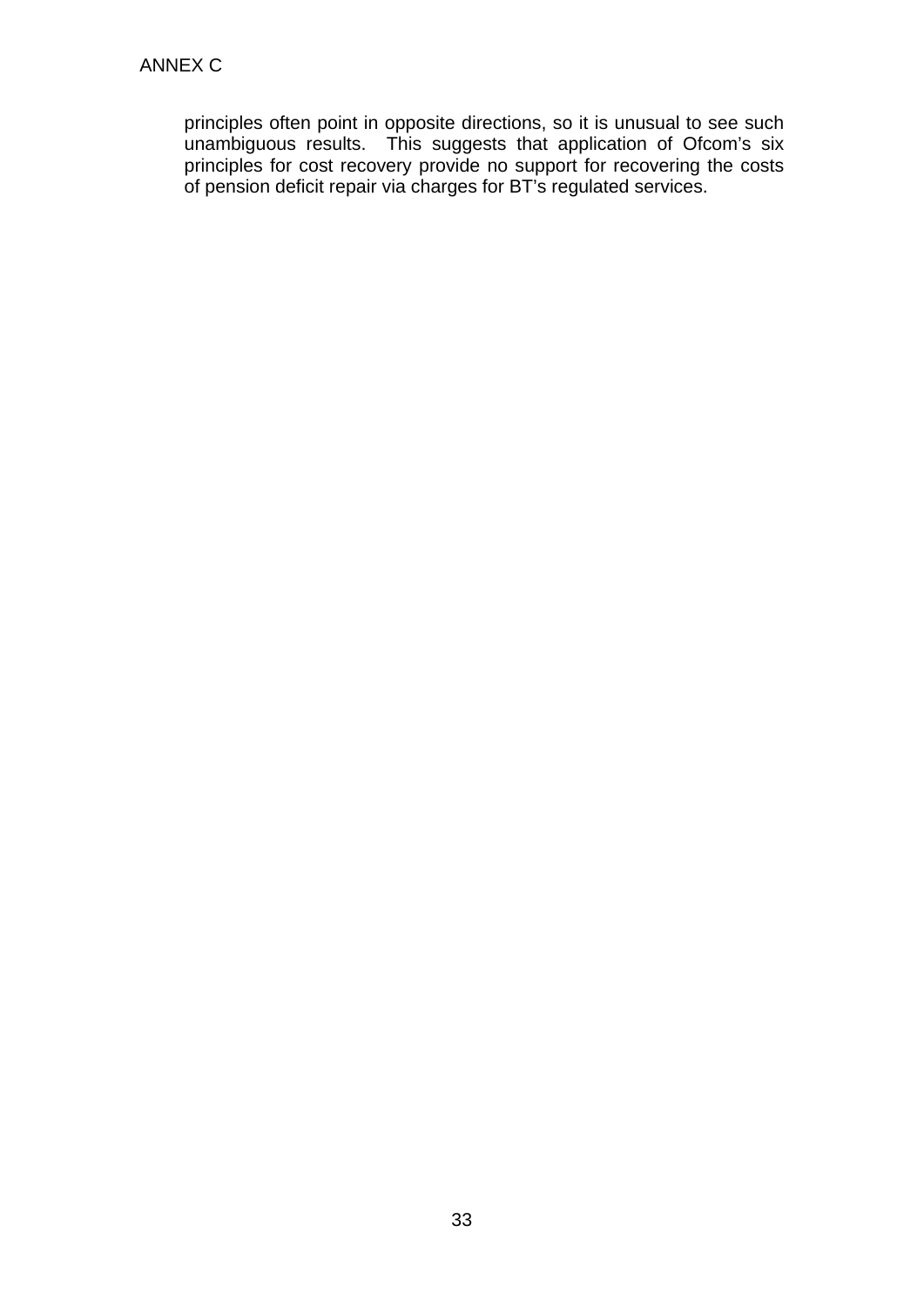principles often point in opposite directions, so it is unusual to see such unambiguous results. This suggests that application of Ofcom's six principles for cost recovery provide no support for recovering the costs of pension deficit repair via charges for BT's regulated services.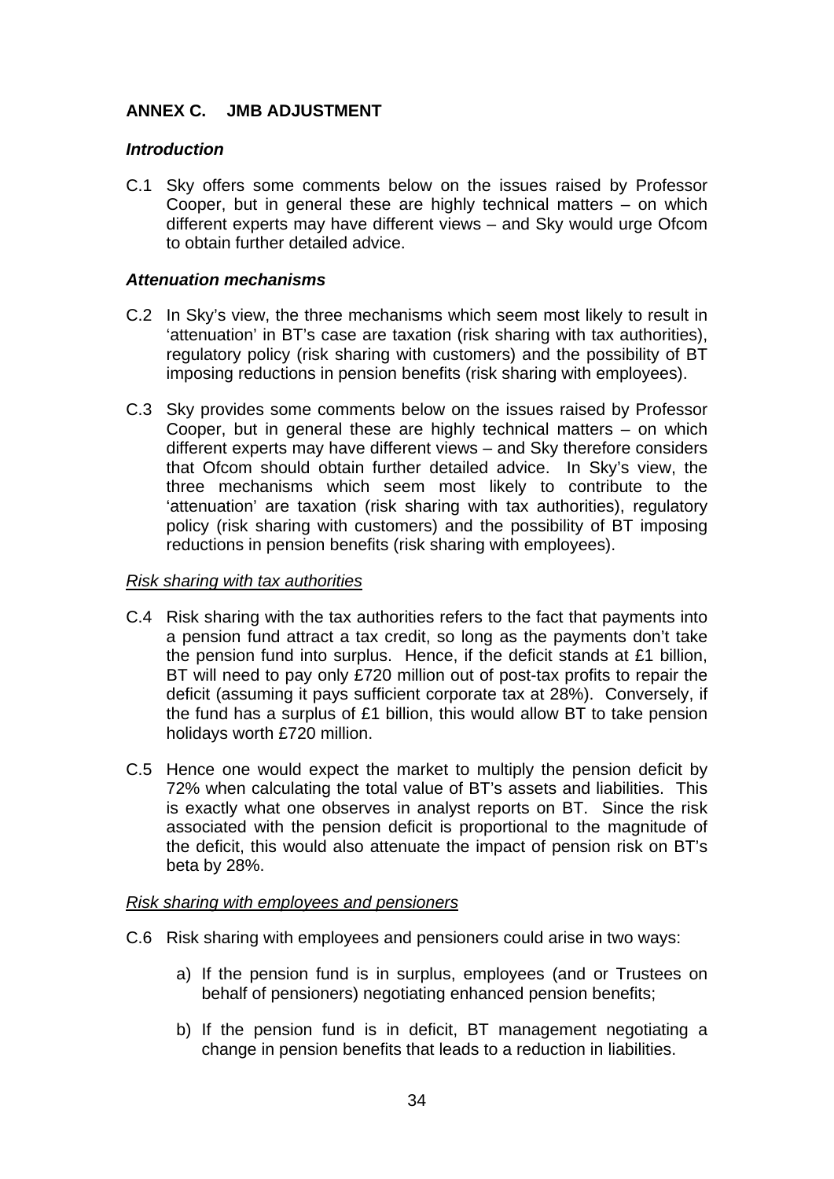## ANNEX C. JMB ADJUSTMENT

### *Introduction*

C.1 Sky offers some comments below on the issues raised by Professor Cooper, but in general these are highly technical matters – on which different experts may have different views – and Sky would urge Ofcom to obtain further detailed advice.

### *Attenuation mechanisms*

C.2 In Sky's view, the three mechanisms which seem most likely to result in 'attenuation' in BT's case are taxation (risk sharing with tax authorities), regulatory policy (risk sharing with customers) and the possibility of BT imposing reductions in pension benefits (risk sharing with employees).

C.3 Sky provides some comments below on the issues raised by Professor Cooper, but in general these are highly technical matters – on which different experts may have different views – and Sky therefore considers that Ofcom should obtain further detailed advice. In Sky's view, the three mechanisms which seem most likely to contribute to the 'attenuation' are taxation (risk sharing with tax authorities), regulatory policy (risk sharing with customers) and the possibility of BT imposing reductions in pension benefits (risk sharing with employees).

#### Risk sharing with tax authorities

C.4 Risk sharing with the tax authorities refers to the fact that payments into a pension fund attract a tax credit, so long as the payments don't take the pension fund into surplus. Hence, if the deficit stands at £1 billion, BT will need to pay only £720 million out of post-tax profits to repair the deficit (assuming it pays sufficient corporate tax at 28%). Conversely, if the fund has a surplus of £1 billion, this would allow BT to take pension holidays worth £720 million.

C.5 Hence one would expect the market to multiply the pension deficit by 72% when calculating the total value of BT's assets and liabilities. This is exactly what one observes in analyst reports on BT. Since the risk associated with the pension deficit is proportional to the magnitude of the deficit, this would also attenuate the impact of pension risk on BT's beta by 28%.

#### Risk sharing with employees and pensioners

C.6 Risk sharing with employees and pensioners could arise in two ways:

a) If the pension fund is in surplus, employees (and or Trustees on behalf of pensioners) negotiating enhanced pension benefits;

b) If the pension fund is in deficit, BT management negotiating a change in pension benefits that leads to a reduction in liabilities.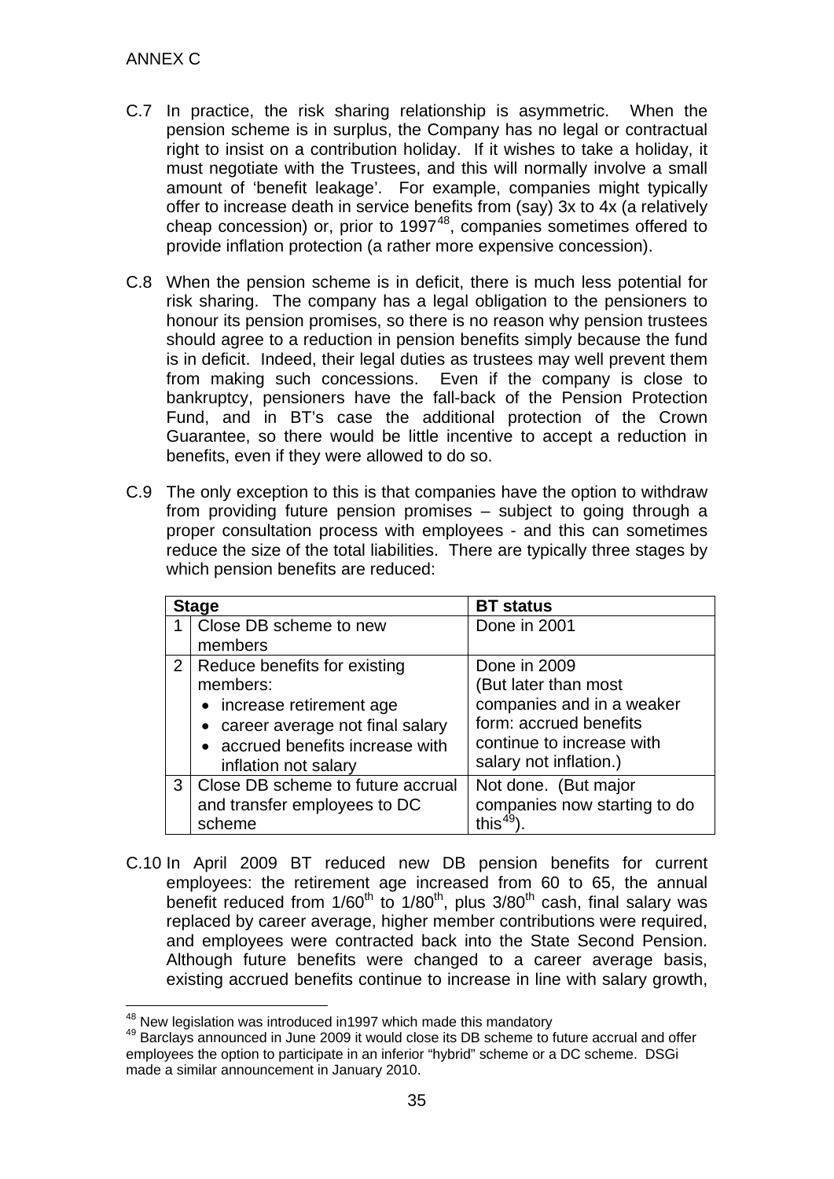ANNEX C

C.7 In practice, the risk sharing relationship is asymmetric. When the pension scheme is in surplus, the Company has no legal or contractual right to insist on a contribution holiday. If it wishes to take a holiday, it must negotiate with the Trustees, and this will normally involve a small amount of 'benefit leakage'. For example, companies might typically offer to increase death in service benefits from (say) 3x to 4x (a relatively cheap concession) or, prior to 1997[48], companies sometimes offered to provide inflation protection (a rather more expensive concession).

C.8 When the pension scheme is in deficit, there is much less potential for risk sharing. The company has a legal obligation to the pensioners to honour its pension promises, so there is no reason why pension trustees should agree to a reduction in pension benefits simply because the fund is in deficit. Indeed, their legal duties as trustees may well prevent them from making such concessions. Even if the company is close to bankruptcy, pensioners have the fall-back of the Pension Protection Fund, and in BT's case the additional protection of the Crown Guarantee, so there would be little incentive to accept a reduction in benefits, even if they were allowed to do so.

C.9 The only exception to this is that companies have the option to withdraw from providing future pension promises – subject to going through a proper consultation process with employees - and this can sometimes reduce the size of the total liabilities. There are typically three stages by which pension benefits are reduced:

| Stage | | BT status |
|---|---|---|
| 1 | Close DB scheme to new members | Done in 2001 |
| 2 | Reduce benefits for existing members:<br>• increase retirement age<br>• career average not final salary<br>• accrued benefits increase with inflation not salary | Done in 2009<br>(But later than most companies and in a weaker form: accrued benefits continue to increase with salary not inflation.) |
| 3 | Close DB scheme to future accrual and transfer employees to DC scheme | Not done. (But major companies now starting to do this[49]). |

C.10 In April 2009 BT reduced new DB pension benefits for current employees: the retirement age increased from 60 to 65, the annual benefit reduced from 1/60th to 1/80th, plus 3/80th cash, final salary was replaced by career average, higher member contributions were required, and employees were contracted back into the State Second Pension. Although future benefits were changed to a career average basis, existing accrued benefits continue to increase in line with salary growth,

[48] New legislation was introduced in1997 which made this mandatory

[49] Barclays announced in June 2009 it would close its DB scheme to future accrual and offer employees the option to participate in an inferior "hybrid" scheme or a DC scheme. DSGi made a similar announcement in January 2010.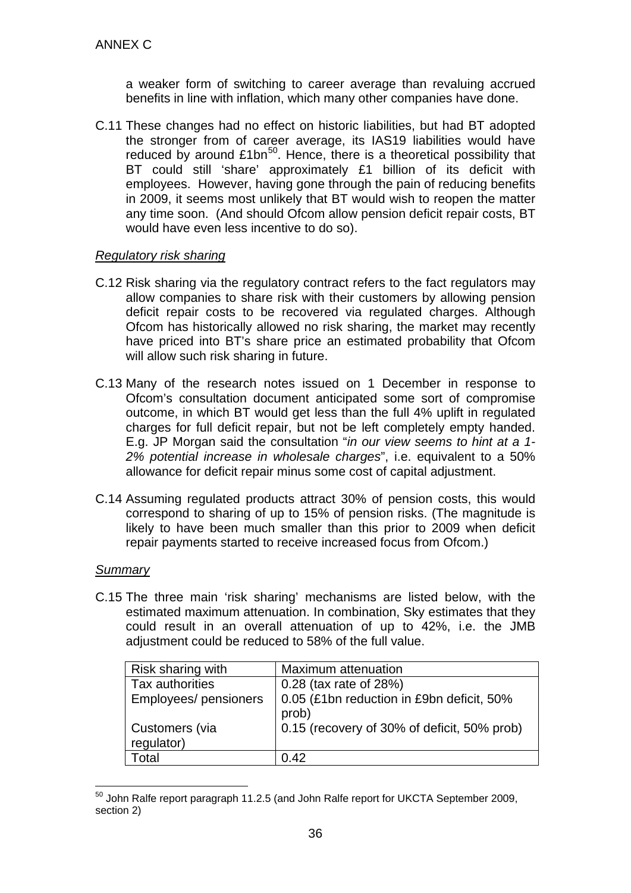a weaker form of switching to career average than revaluing accrued benefits in line with inflation, which many other companies have done.

C.11 These changes had no effect on historic liabilities, but had BT adopted the stronger from of career average, its IAS19 liabilities would have reduced by around £1bn[50]. Hence, there is a theoretical possibility that BT could still 'share' approximately £1 billion of its deficit with employees. However, having gone through the pain of reducing benefits in 2009, it seems most unlikely that BT would wish to reopen the matter any time soon. (And should Ofcom allow pension deficit repair costs, BT would have even less incentive to do so).

*Regulatory risk sharing*

C.12 Risk sharing via the regulatory contract refers to the fact regulators may allow companies to share risk with their customers by allowing pension deficit repair costs to be recovered via regulated charges. Although Ofcom has historically allowed no risk sharing, the market may recently have priced into BT's share price an estimated probability that Ofcom will allow such risk sharing in future.

C.13 Many of the research notes issued on 1 December in response to Ofcom's consultation document anticipated some sort of compromise outcome, in which BT would get less than the full 4% uplift in regulated charges for full deficit repair, but not be left completely empty handed. E.g. JP Morgan said the consultation "*in our view seems to hint at a 1-2% potential increase in wholesale charges*", i.e. equivalent to a 50% allowance for deficit repair minus some cost of capital adjustment.

C.14 Assuming regulated products attract 30% of pension costs, this would correspond to sharing of up to 15% of pension risks. (The magnitude is likely to have been much smaller than this prior to 2009 when deficit repair payments started to receive increased focus from Ofcom.)

*Summary*

C.15 The three main 'risk sharing' mechanisms are listed below, with the estimated maximum attenuation. In combination, Sky estimates that they could result in an overall attenuation of up to 42%, i.e. the JMB adjustment could be reduced to 58% of the full value.

| Risk sharing with | Maximum attenuation |
|---|---|
| Tax authorities | 0.28 (tax rate of 28%) |
| Employees/ pensioners | 0.05 (£1bn reduction in £9bn deficit, 50% prob) |
| Customers (via regulator) | 0.15 (recovery of 30% of deficit, 50% prob) |
| Total | 0.42 |

[50] John Ralfe report paragraph 11.2.5 (and John Ralfe report for UKCTA September 2009, section 2)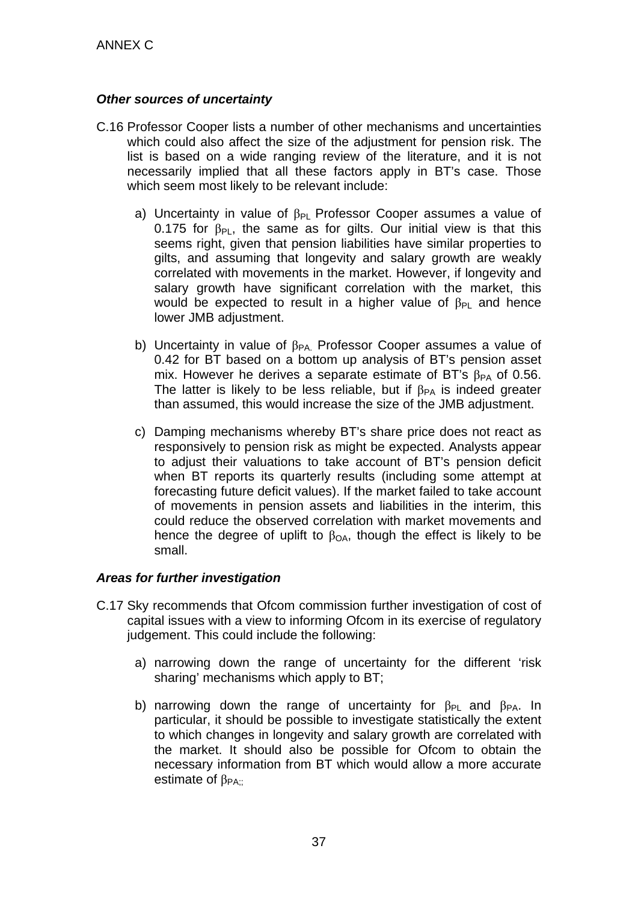### *Other sources of uncertainty*

C.16 Professor Cooper lists a number of other mechanisms and uncertainties which could also affect the size of the adjustment for pension risk. The list is based on a wide ranging review of the literature, and it is not necessarily implied that all these factors apply in BT's case. Those which seem most likely to be relevant include:

a) Uncertainty in value of $\beta_{PL}$ Professor Cooper assumes a value of 0.175 for $\beta_{PL}$, the same as for gilts. Our initial view is that this seems right, given that pension liabilities have similar properties to gilts, and assuming that longevity and salary growth are weakly correlated with movements in the market. However, if longevity and salary growth have significant correlation with the market, this would be expected to result in a higher value of $\beta_{PL}$ and hence lower JMB adjustment.

b) Uncertainty in value of $\beta_{PA.}$ Professor Cooper assumes a value of 0.42 for BT based on a bottom up analysis of BT's pension asset mix. However he derives a separate estimate of BT's $\beta_{PA}$ of 0.56. The latter is likely to be less reliable, but if $\beta_{PA}$ is indeed greater than assumed, this would increase the size of the JMB adjustment.

c) Damping mechanisms whereby BT's share price does not react as responsively to pension risk as might be expected. Analysts appear to adjust their valuations to take account of BT's pension deficit when BT reports its quarterly results (including some attempt at forecasting future deficit values). If the market failed to take account of movements in pension assets and liabilities in the interim, this could reduce the observed correlation with market movements and hence the degree of uplift to $\beta_{OA}$, though the effect is likely to be small.

### *Areas for further investigation*

C.17 Sky recommends that Ofcom commission further investigation of cost of capital issues with a view to informing Ofcom in its exercise of regulatory judgement. This could include the following:

a) narrowing down the range of uncertainty for the different 'risk sharing' mechanisms which apply to BT;

b) narrowing down the range of uncertainty for $\beta_{PL}$ and $\beta_{PA}$. In particular, it should be possible to investigate statistically the extent to which changes in longevity and salary growth are correlated with the market. It should also be possible for Ofcom to obtain the necessary information from BT which would allow a more accurate estimate of $\beta_{PA;;}$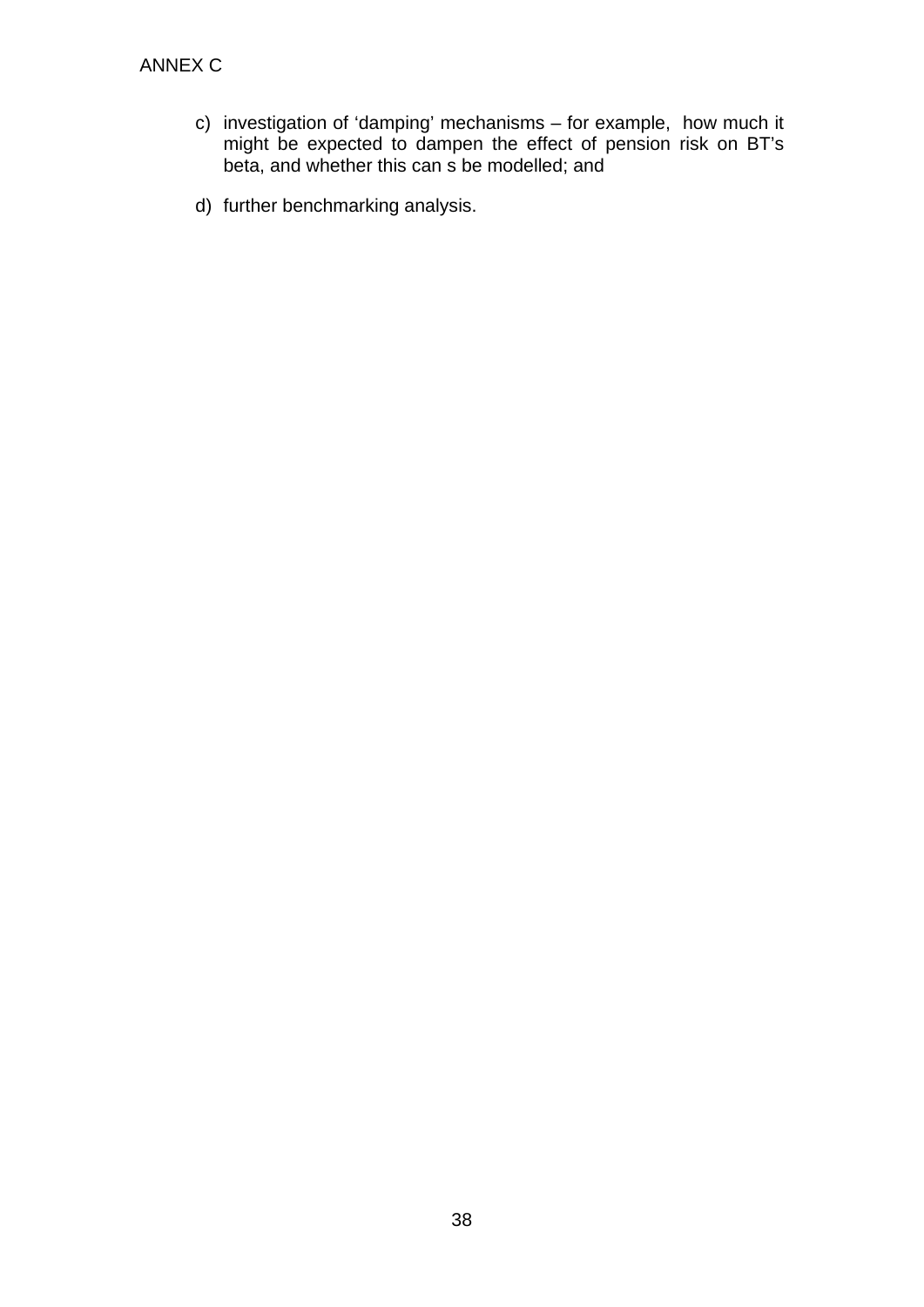c) investigation of 'damping' mechanisms – for example, how much it might be expected to dampen the effect of pension risk on BT's beta, and whether this can s be modelled; and

d) further benchmarking analysis.